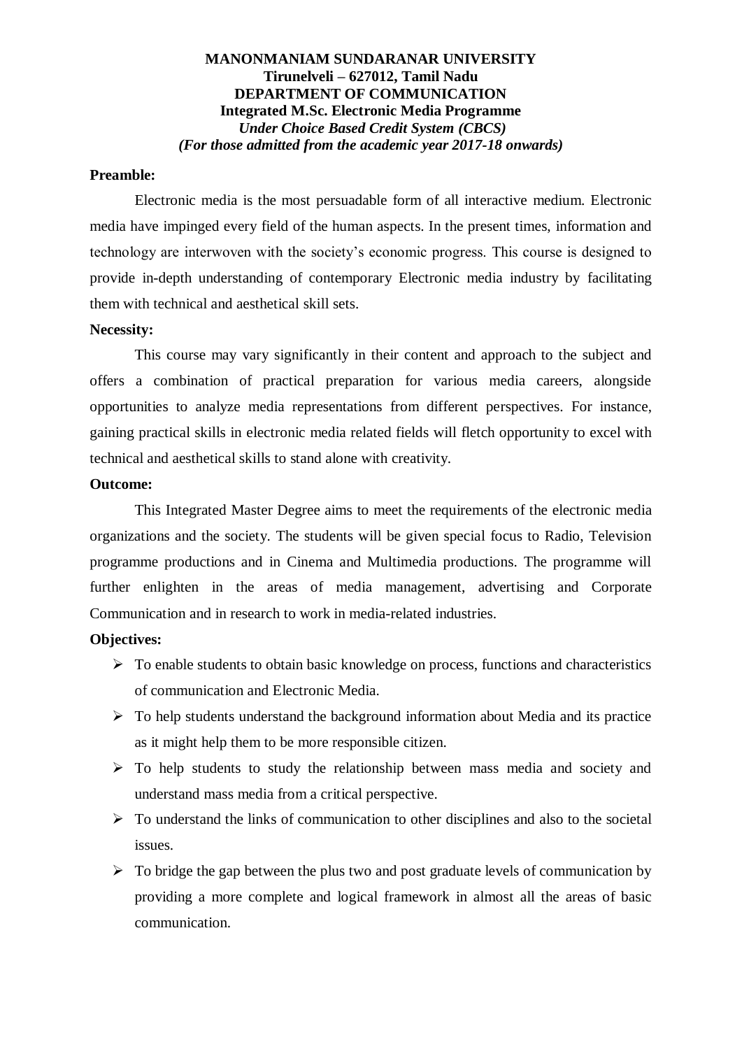**MANONMANIAM SUNDARANAR UNIVERSITY**
**Tirunelveli – 627012, Tamil Nadu**
**DEPARTMENT OF COMMUNICATION**
**Integrated M.Sc. Electronic Media Programme**
***Under Choice Based Credit System (CBCS)***
***(For those admitted from the academic year 2017-18 onwards)***

**Preamble:**

Electronic media is the most persuadable form of all interactive medium. Electronic media have impinged every field of the human aspects. In the present times, information and technology are interwoven with the society's economic progress. This course is designed to provide in-depth understanding of contemporary Electronic media industry by facilitating them with technical and aesthetical skill sets.

**Necessity:**

This course may vary significantly in their content and approach to the subject and offers a combination of practical preparation for various media careers, alongside opportunities to analyze media representations from different perspectives. For instance, gaining practical skills in electronic media related fields will fletch opportunity to excel with technical and aesthetical skills to stand alone with creativity.

**Outcome:**

This Integrated Master Degree aims to meet the requirements of the electronic media organizations and the society. The students will be given special focus to Radio, Television programme productions and in Cinema and Multimedia productions. The programme will further enlighten in the areas of media management, advertising and Corporate Communication and in research to work in media-related industries.

**Objectives:**

- To enable students to obtain basic knowledge on process, functions and characteristics of communication and Electronic Media.
- To help students understand the background information about Media and its practice as it might help them to be more responsible citizen.
- To help students to study the relationship between mass media and society and understand mass media from a critical perspective.
- To understand the links of communication to other disciplines and also to the societal issues.
- To bridge the gap between the plus two and post graduate levels of communication by providing a more complete and logical framework in almost all the areas of basic communication.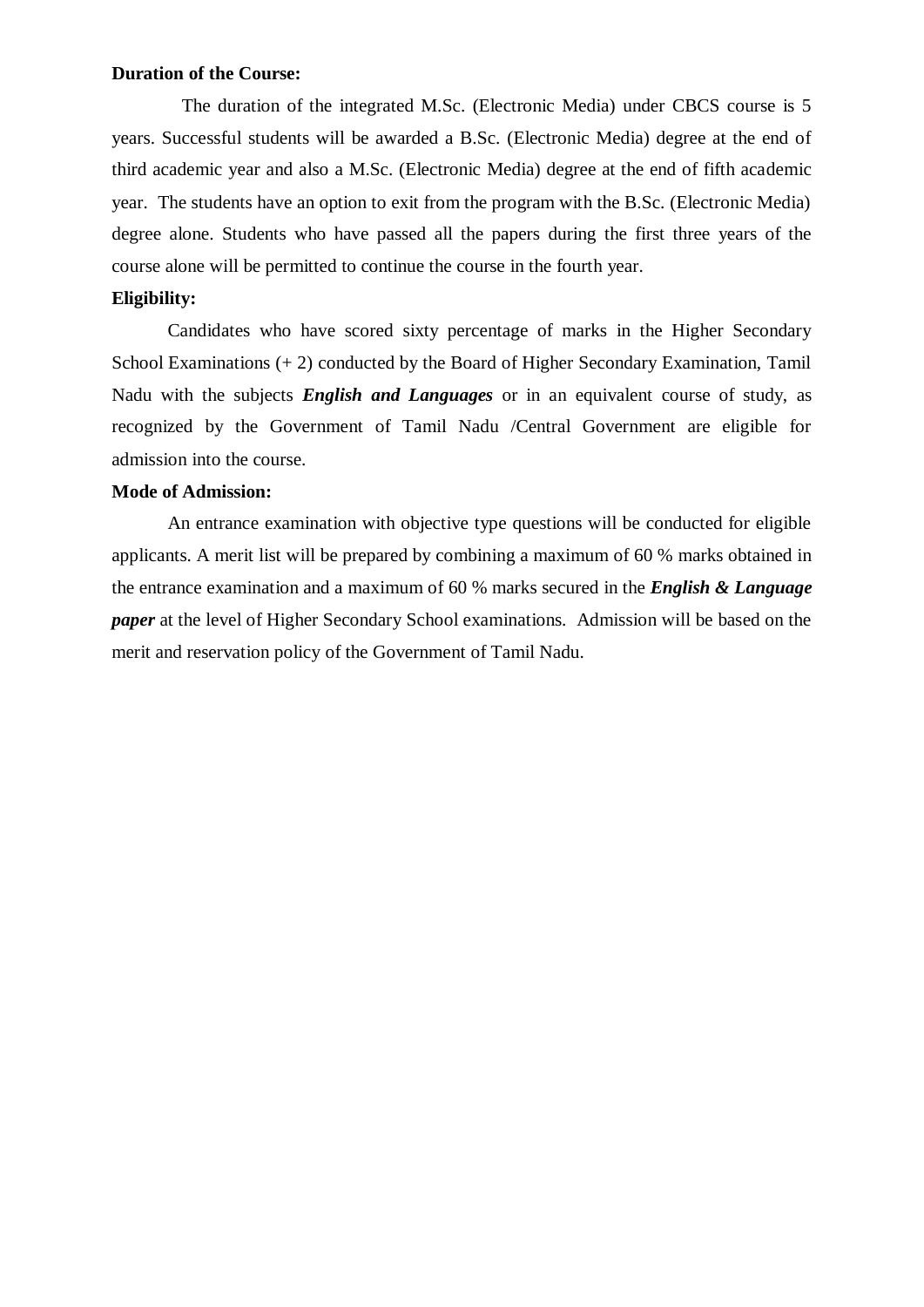**Duration of the Course:**

The duration of the integrated M.Sc. (Electronic Media) under CBCS course is 5 years. Successful students will be awarded a B.Sc. (Electronic Media) degree at the end of third academic year and also a M.Sc. (Electronic Media) degree at the end of fifth academic year. The students have an option to exit from the program with the B.Sc. (Electronic Media) degree alone. Students who have passed all the papers during the first three years of the course alone will be permitted to continue the course in the fourth year.

**Eligibility:**

Candidates who have scored sixty percentage of marks in the Higher Secondary School Examinations (+ 2) conducted by the Board of Higher Secondary Examination, Tamil Nadu with the subjects ***English and Languages*** or in an equivalent course of study, as recognized by the Government of Tamil Nadu /Central Government are eligible for admission into the course.

**Mode of Admission:**

An entrance examination with objective type questions will be conducted for eligible applicants. A merit list will be prepared by combining a maximum of 60 % marks obtained in the entrance examination and a maximum of 60 % marks secured in the ***English & Language paper*** at the level of Higher Secondary School examinations. Admission will be based on the merit and reservation policy of the Government of Tamil Nadu.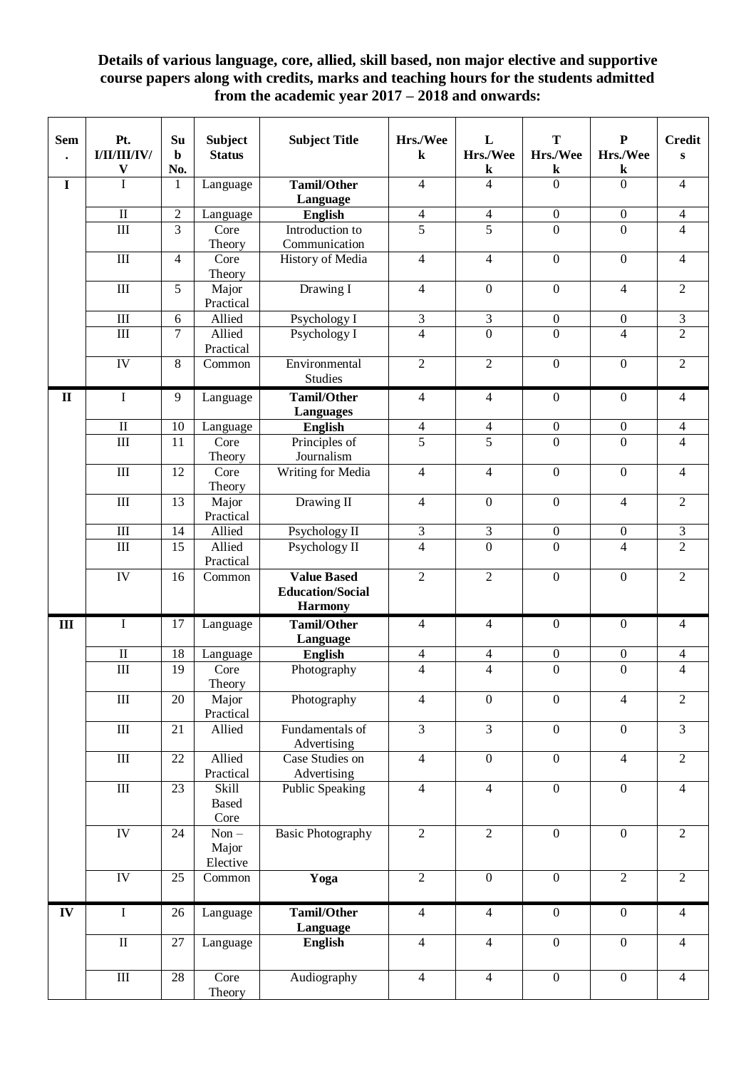**Details of various language, core, allied, skill based, non major elective and supportive course papers along with credits, marks and teaching hours for the students admitted from the academic year 2017 – 2018 and onwards:**

| Sem. | Pt. I/II/III/IV/V | Sub No. | Subject Status | Subject Title | Hrs./Week | L Hrs./Week | T Hrs./Week | P Hrs./Week | Credits |
|---|---|---|---|---|---|---|---|---|---|
| I | I | 1 | Language | **Tamil/Other Language** | 4 | 4 | 0 | 0 | 4 |
| | II | 2 | Language | **English** | 4 | 4 | 0 | 0 | 4 |
| | III | 3 | Core Theory | Introduction to Communication | 5 | 5 | 0 | 0 | 4 |
| | III | 4 | Core Theory | History of Media | 4 | 4 | 0 | 0 | 4 |
| | III | 5 | Major Practical | Drawing I | 4 | 0 | 0 | 4 | 2 |
| | III | 6 | Allied | Psychology I | 3 | 3 | 0 | 0 | 3 |
| | III | 7 | Allied Practical | Psychology I | 4 | 0 | 0 | 4 | 2 |
| | IV | 8 | Common | Environmental Studies | 2 | 2 | 0 | 0 | 2 |
| II | I | 9 | Language | **Tamil/Other Languages** | 4 | 4 | 0 | 0 | 4 |
| | II | 10 | Language | **English** | 4 | 4 | 0 | 0 | 4 |
| | III | 11 | Core Theory | Principles of Journalism | 5 | 5 | 0 | 0 | 4 |
| | III | 12 | Core Theory | Writing for Media | 4 | 4 | 0 | 0 | 4 |
| | III | 13 | Major Practical | Drawing II | 4 | 0 | 0 | 4 | 2 |
| | III | 14 | Allied | Psychology II | 3 | 3 | 0 | 0 | 3 |
| | III | 15 | Allied Practical | Psychology II | 4 | 0 | 0 | 4 | 2 |
| | IV | 16 | Common | **Value Based Education/Social Harmony** | 2 | 2 | 0 | 0 | 2 |
| III | I | 17 | Language | **Tamil/Other Language** | 4 | 4 | 0 | 0 | 4 |
| | II | 18 | Language | **English** | 4 | 4 | 0 | 0 | 4 |
| | III | 19 | Core Theory | Photography | 4 | 4 | 0 | 0 | 4 |
| | III | 20 | Major Practical | Photography | 4 | 0 | 0 | 4 | 2 |
| | III | 21 | Allied | Fundamentals of Advertising | 3 | 3 | 0 | 0 | 3 |
| | III | 22 | Allied Practical | Case Studies on Advertising | 4 | 0 | 0 | 4 | 2 |
| | III | 23 | Skill Based Core | Public Speaking | 4 | 4 | 0 | 0 | 4 |
| | IV | 24 | Non – Major Elective | Basic Photography | 2 | 2 | 0 | 0 | 2 |
| | IV | 25 | Common | **Yoga** | 2 | 0 | 0 | 2 | 2 |
| IV | I | 26 | Language | **Tamil/Other Language** | 4 | 4 | 0 | 0 | 4 |
| | II | 27 | Language | **English** | 4 | 4 | 0 | 0 | 4 |
| | III | 28 | Core Theory | Audiography | 4 | 4 | 0 | 0 | 4 |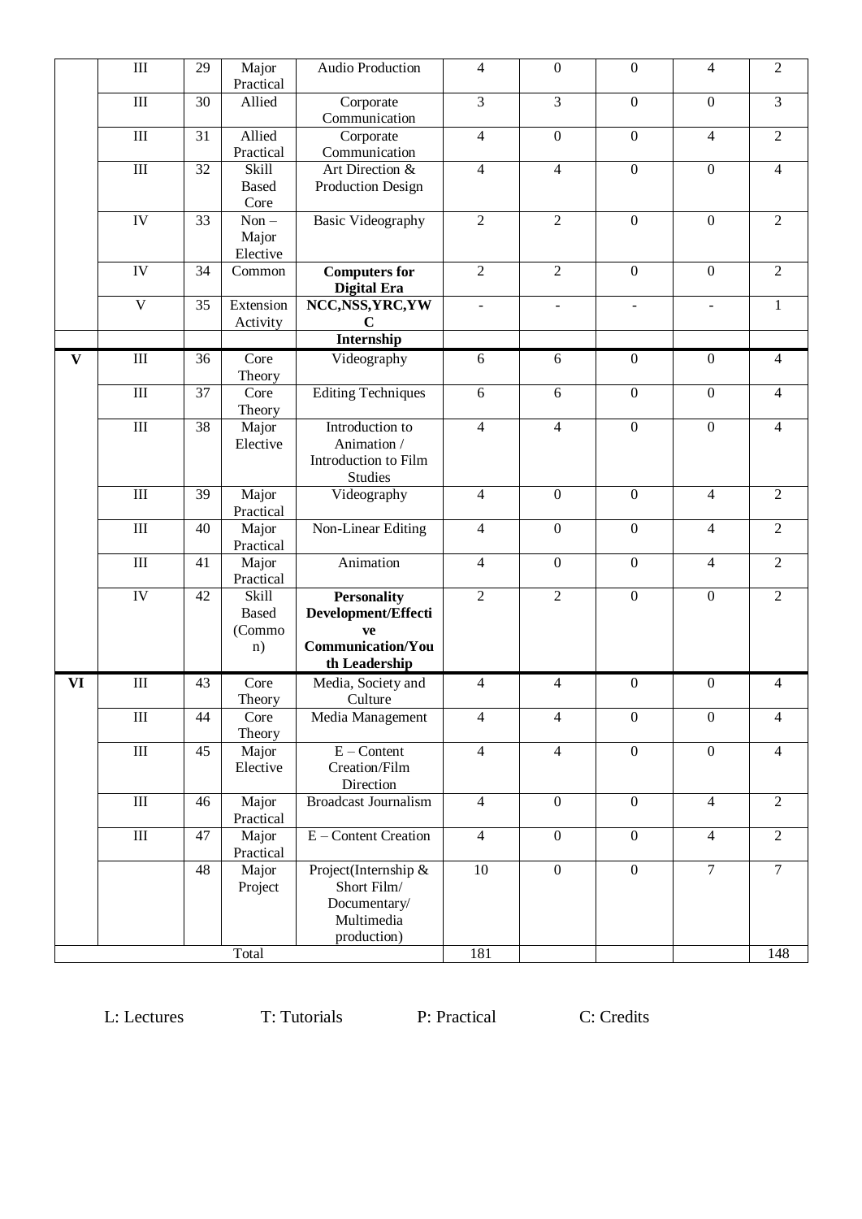|  | III | 29 | Major Practical | Audio Production | 4 | 0 | 0 | 4 | 2 |
|---|---|---|---|---|---|---|---|---|---|
|  | III | 30 | Allied | Corporate Communication | 3 | 3 | 0 | 0 | 3 |
|  | III | 31 | Allied Practical | Corporate Communication | 4 | 0 | 0 | 4 | 2 |
|  | III | 32 | Skill Based Core | Art Direction & Production Design | 4 | 4 | 0 | 0 | 4 |
|  | IV | 33 | Non – Major Elective | Basic Videography | 2 | 2 | 0 | 0 | 2 |
|  | IV | 34 | Common | **Computers for Digital Era** | 2 | 2 | 0 | 0 | 2 |
|  | V | 35 | Extension Activity | **NCC,NSS,YRC,YWC** | - | - | - | - | 1 |
|  |  |  |  | **Internship** |  |  |  |  |  |
| **V** | III | 36 | Core Theory | Videography | 6 | 6 | 0 | 0 | 4 |
|  | III | 37 | Core Theory | Editing Techniques | 6 | 6 | 0 | 0 | 4 |
|  | III | 38 | Major Elective | Introduction to Animation / Introduction to Film Studies | 4 | 4 | 0 | 0 | 4 |
|  | III | 39 | Major Practical | Videography | 4 | 0 | 0 | 4 | 2 |
|  | III | 40 | Major Practical | Non-Linear Editing | 4 | 0 | 0 | 4 | 2 |
|  | III | 41 | Major Practical | Animation | 4 | 0 | 0 | 4 | 2 |
|  | IV | 42 | Skill Based (Common) | **Personality Development/Effective Communication/Youth Leadership** | 2 | 2 | 0 | 0 | 2 |
| **VI** | III | 43 | Core Theory | Media, Society and Culture | 4 | 4 | 0 | 0 | 4 |
|  | III | 44 | Core Theory | Media Management | 4 | 4 | 0 | 0 | 4 |
|  | III | 45 | Major Elective | E – Content Creation/Film Direction | 4 | 4 | 0 | 0 | 4 |
|  | III | 46 | Major Practical | Broadcast Journalism | 4 | 0 | 0 | 4 | 2 |
|  | III | 47 | Major Practical | E – Content Creation | 4 | 0 | 0 | 4 | 2 |
|  |  | 48 | Major Project | Project(Internship & Short Film/ Documentary/ Multimedia production) | 10 | 0 | 0 | 7 | 7 |
| Total |  |  |  |  | 181 |  |  |  | 148 |

L: Lectures T: Tutorials P: Practical C: Credits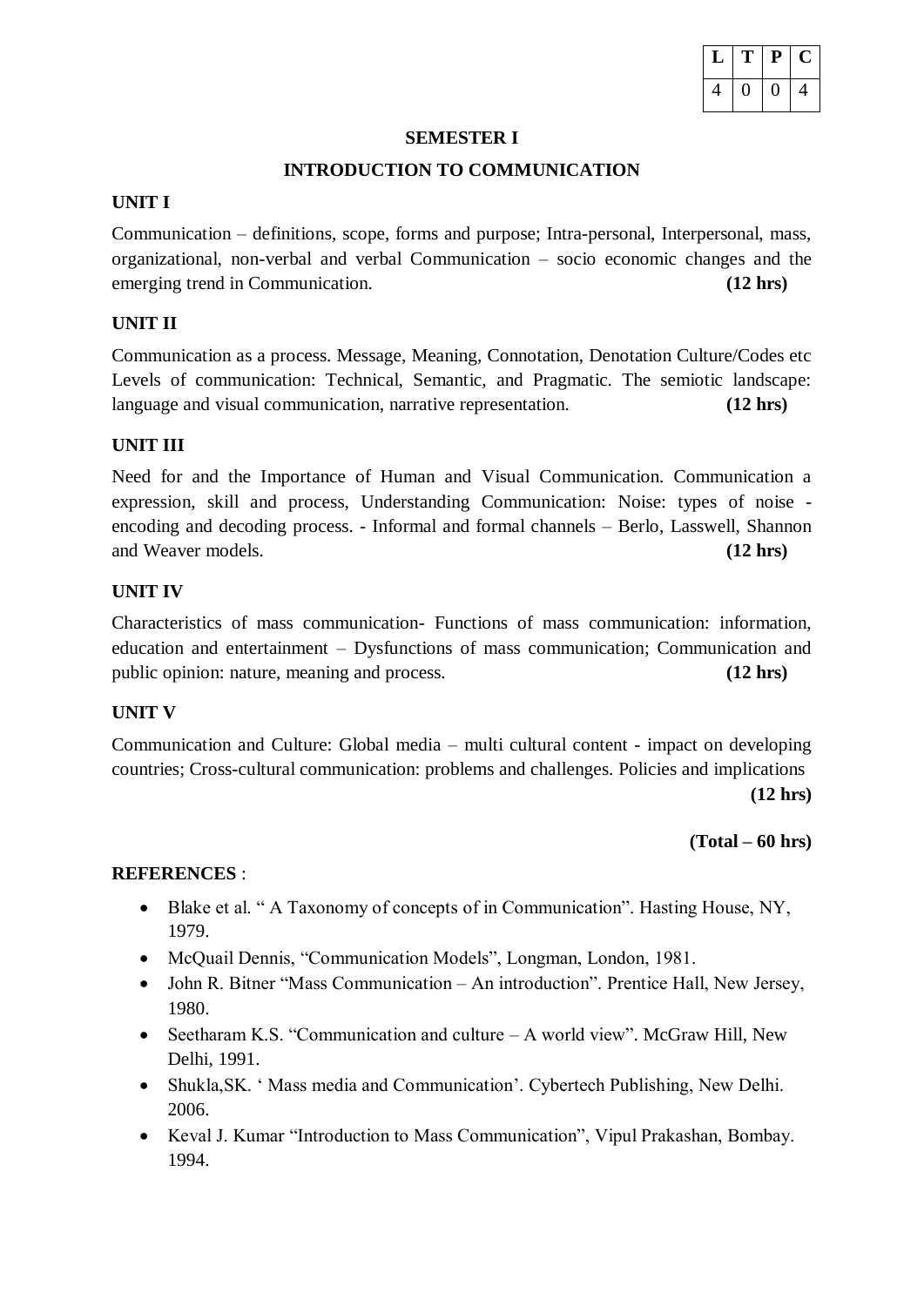| L | T | P | C |
|---|---|---|---|
| 4 | 0 | 0 | 4 |

**SEMESTER I**

## INTRODUCTION TO COMMUNICATION

### UNIT I

Communication – definitions, scope, forms and purpose; Intra-personal, Interpersonal, mass, organizational, non-verbal and verbal Communication – socio economic changes and the emerging trend in Communication. **(12 hrs)**

### UNIT II

Communication as a process. Message, Meaning, Connotation, Denotation Culture/Codes etc Levels of communication: Technical, Semantic, and Pragmatic. The semiotic landscape: language and visual communication, narrative representation. **(12 hrs)**

### UNIT III

Need for and the Importance of Human and Visual Communication. Communication a expression, skill and process, Understanding Communication: Noise: types of noise - encoding and decoding process. - Informal and formal channels – Berlo, Lasswell, Shannon and Weaver models. **(12 hrs)**

### UNIT IV

Characteristics of mass communication- Functions of mass communication: information, education and entertainment – Dysfunctions of mass communication; Communication and public opinion: nature, meaning and process. **(12 hrs)**

### UNIT V

Communication and Culture: Global media – multi cultural content - impact on developing countries; Cross-cultural communication: problems and challenges. Policies and implications **(12 hrs)**

**(Total – 60 hrs)**

**REFERENCES** :

- Blake et al. " A Taxonomy of concepts of in Communication". Hasting House, NY, 1979.
- McQuail Dennis, "Communication Models", Longman, London, 1981.
- John R. Bitner "Mass Communication – An introduction". Prentice Hall, New Jersey, 1980.
- Seetharam K.S. "Communication and culture – A world view". McGraw Hill, New Delhi, 1991.
- Shukla,SK. ' Mass media and Communication'. Cybertech Publishing, New Delhi. 2006.
- Keval J. Kumar "Introduction to Mass Communication", Vipul Prakashan, Bombay. 1994.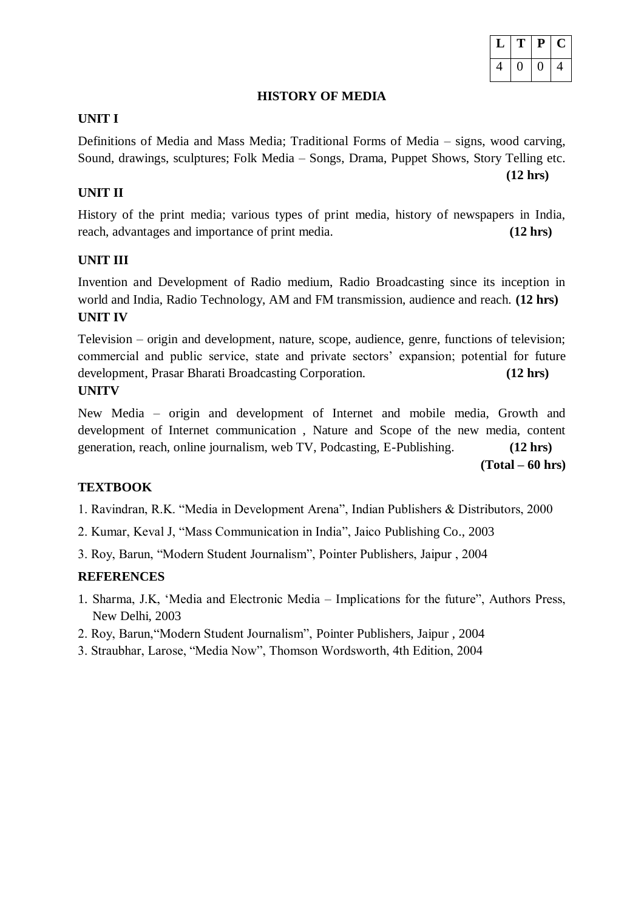| L | T | P | C |
|---|---|---|---|
| 4 | 0 | 0 | 4 |

## HISTORY OF MEDIA

### UNIT I

Definitions of Media and Mass Media; Traditional Forms of Media – signs, wood carving, Sound, drawings, sculptures; Folk Media – Songs, Drama, Puppet Shows, Story Telling etc. **(12 hrs)**

### UNIT II

History of the print media; various types of print media, history of newspapers in India, reach, advantages and importance of print media. **(12 hrs)**

### UNIT III

Invention and Development of Radio medium, Radio Broadcasting since its inception in world and India, Radio Technology, AM and FM transmission, audience and reach. **(12 hrs)**

### UNIT IV

Television – origin and development, nature, scope, audience, genre, functions of television; commercial and public service, state and private sectors' expansion; potential for future development, Prasar Bharati Broadcasting Corporation. **(12 hrs)**

### UNITV

New Media – origin and development of Internet and mobile media, Growth and development of Internet communication , Nature and Scope of the new media, content generation, reach, online journalism, web TV, Podcasting, E-Publishing. **(12 hrs)**

**(Total – 60 hrs)**

### TEXTBOOK

1. Ravindran, R.K. "Media in Development Arena", Indian Publishers & Distributors, 2000
2. Kumar, Keval J, "Mass Communication in India", Jaico Publishing Co., 2003
3. Roy, Barun, "Modern Student Journalism", Pointer Publishers, Jaipur , 2004

### REFERENCES

1. Sharma, J.K, 'Media and Electronic Media – Implications for the future", Authors Press, New Delhi, 2003
2. Roy, Barun,"Modern Student Journalism", Pointer Publishers, Jaipur , 2004
3. Straubhar, Larose, "Media Now", Thomson Wordsworth, 4th Edition, 2004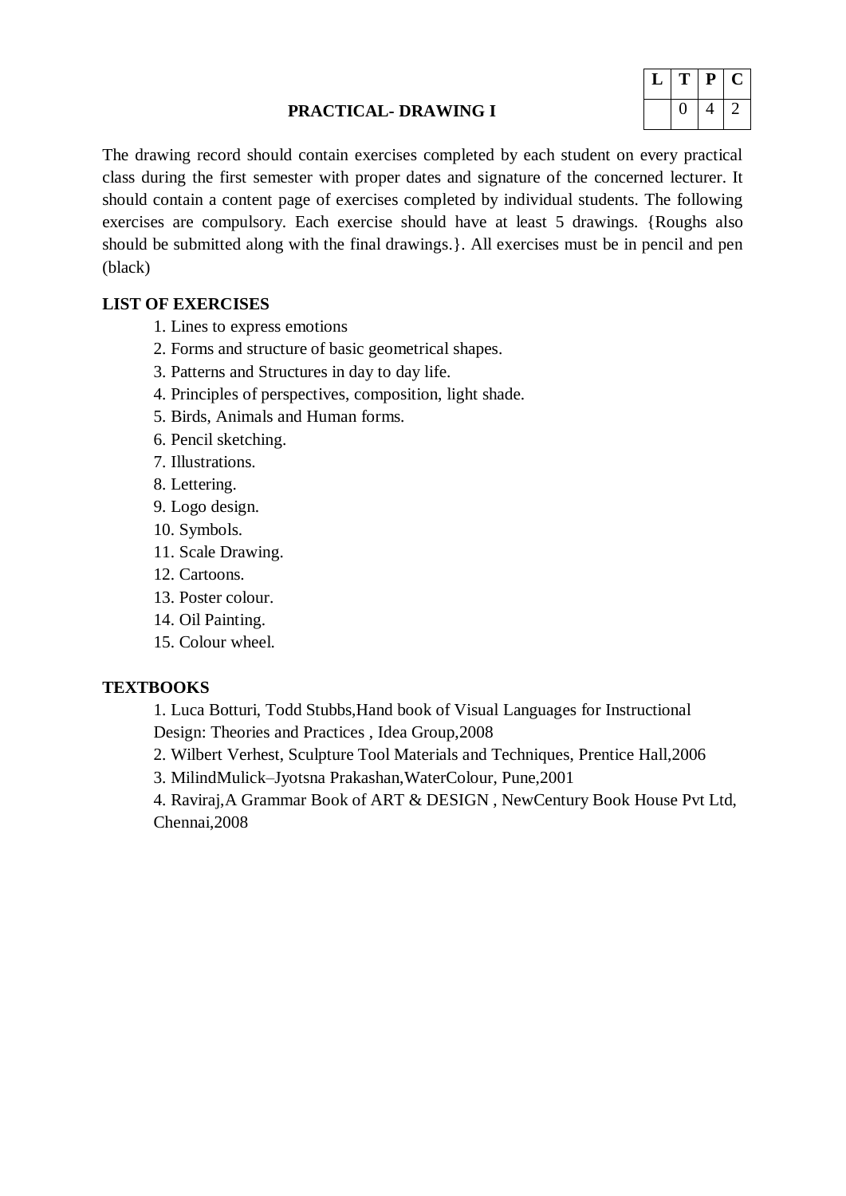## PRACTICAL- DRAWING I

| L | T | P | C |
|---|---|---|---|
| | 0 | 4 | 2 |

The drawing record should contain exercises completed by each student on every practical class during the first semester with proper dates and signature of the concerned lecturer. It should contain a content page of exercises completed by individual students. The following exercises are compulsory. Each exercise should have at least 5 drawings. {Roughs also should be submitted along with the final drawings.}. All exercises must be in pencil and pen (black)

**LIST OF EXERCISES**

1. Lines to express emotions
2. Forms and structure of basic geometrical shapes.
3. Patterns and Structures in day to day life.
4. Principles of perspectives, composition, light shade.
5. Birds, Animals and Human forms.
6. Pencil sketching.
7. Illustrations.
8. Lettering.
9. Logo design.
10. Symbols.
11. Scale Drawing.
12. Cartoons.
13. Poster colour.
14. Oil Painting.
15. Colour wheel.

**TEXTBOOKS**

1. Luca Botturi, Todd Stubbs,Hand book of Visual Languages for Instructional Design: Theories and Practices , Idea Group,2008
2. Wilbert Verhest, Sculpture Tool Materials and Techniques, Prentice Hall,2006
3. MilindMulick–Jyotsna Prakashan,WaterColour, Pune,2001
4. Raviraj,A Grammar Book of ART & DESIGN , NewCentury Book House Pvt Ltd, Chennai,2008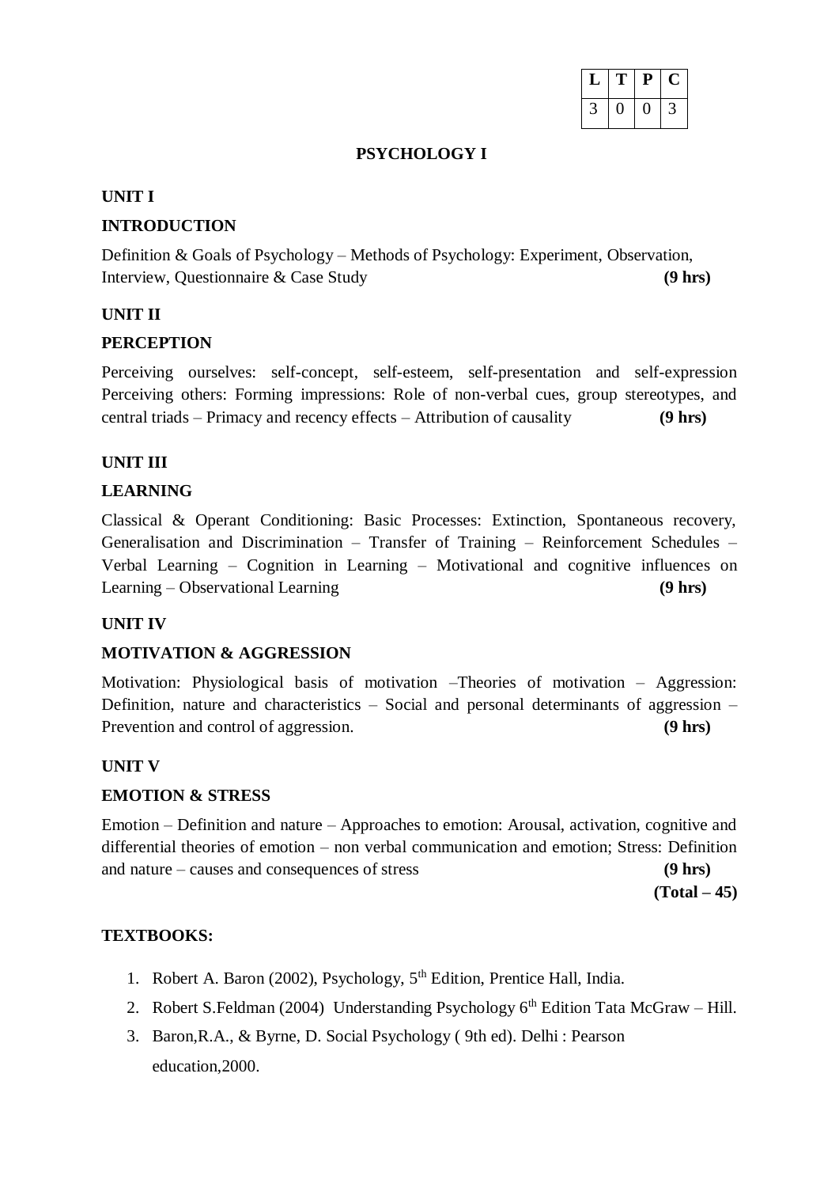| L | T | P | C |
|---|---|---|---|
| 3 | 0 | 0 | 3 |

# PSYCHOLOGY I

## UNIT I

### INTRODUCTION

Definition & Goals of Psychology – Methods of Psychology: Experiment, Observation, Interview, Questionnaire & Case Study **(9 hrs)**

## UNIT II

### PERCEPTION

Perceiving ourselves: self-concept, self-esteem, self-presentation and self-expression Perceiving others: Forming impressions: Role of non-verbal cues, group stereotypes, and central triads – Primacy and recency effects – Attribution of causality **(9 hrs)**

## UNIT III

### LEARNING

Classical & Operant Conditioning: Basic Processes: Extinction, Spontaneous recovery, Generalisation and Discrimination – Transfer of Training – Reinforcement Schedules – Verbal Learning – Cognition in Learning – Motivational and cognitive influences on Learning – Observational Learning **(9 hrs)**

## UNIT IV

### MOTIVATION & AGGRESSION

Motivation: Physiological basis of motivation –Theories of motivation – Aggression: Definition, nature and characteristics – Social and personal determinants of aggression – Prevention and control of aggression. **(9 hrs)**

## UNIT V

### EMOTION & STRESS

Emotion – Definition and nature – Approaches to emotion: Arousal, activation, cognitive and differential theories of emotion – non verbal communication and emotion; Stress: Definition and nature – causes and consequences of stress **(9 hrs)**

**(Total – 45)**

## TEXTBOOKS:

1. Robert A. Baron (2002), Psychology, 5th Edition, Prentice Hall, India.
2. Robert S.Feldman (2004) Understanding Psychology 6th Edition Tata McGraw – Hill.
3. Baron,R.A., & Byrne, D. Social Psychology ( 9th ed). Delhi : Pearson education,2000.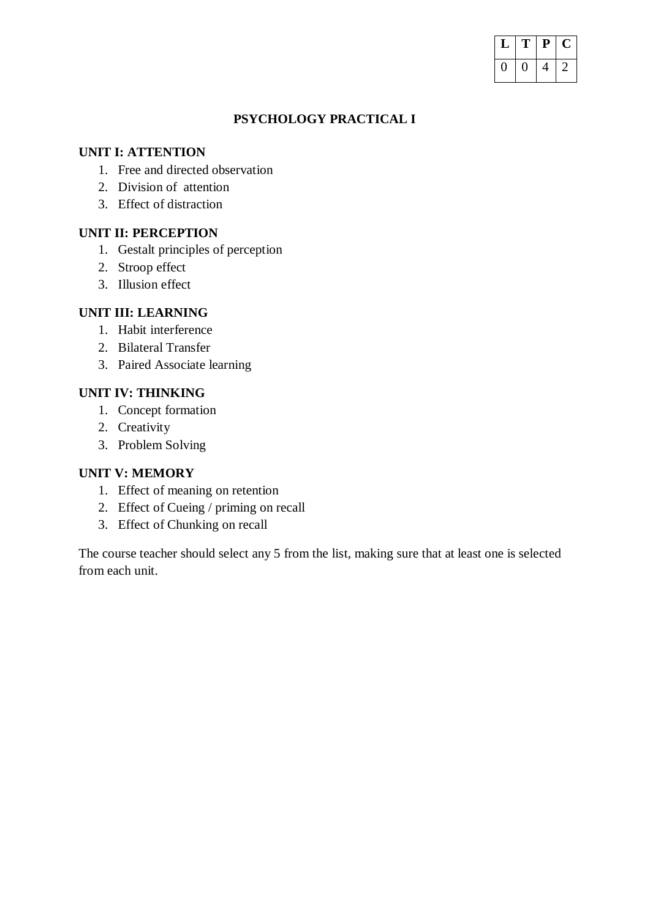| L | T | P | C |
|---|---|---|---|
| 0 | 0 | 4 | 2 |

## PSYCHOLOGY PRACTICAL I

**UNIT I: ATTENTION**

1. Free and directed observation
2. Division of attention
3. Effect of distraction

**UNIT II: PERCEPTION**

1. Gestalt principles of perception
2. Stroop effect
3. Illusion effect

**UNIT III: LEARNING**

1. Habit interference
2. Bilateral Transfer
3. Paired Associate learning

**UNIT IV: THINKING**

1. Concept formation
2. Creativity
3. Problem Solving

**UNIT V: MEMORY**

1. Effect of meaning on retention
2. Effect of Cueing / priming on recall
3. Effect of Chunking on recall

The course teacher should select any 5 from the list, making sure that at least one is selected from each unit.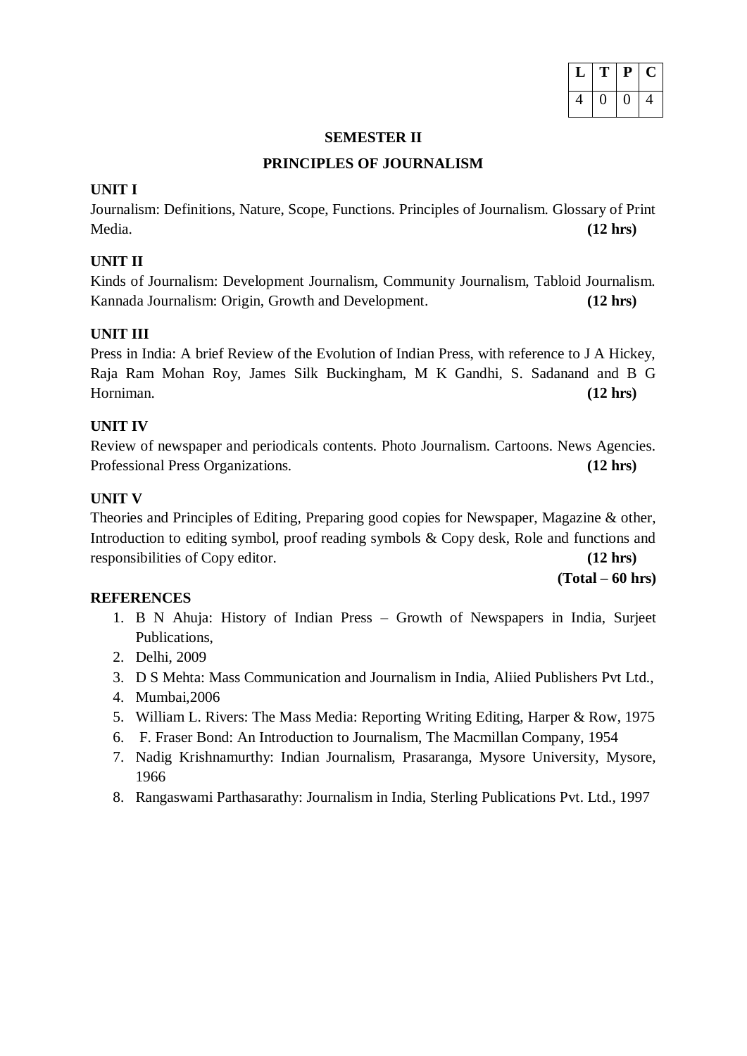| L | T | P | C |
|---|---|---|---|
| 4 | 0 | 0 | 4 |

## SEMESTER II

## PRINCIPLES OF JOURNALISM

**UNIT I**

Journalism: Definitions, Nature, Scope, Functions. Principles of Journalism. Glossary of Print Media. **(12 hrs)**

**UNIT II**

Kinds of Journalism: Development Journalism, Community Journalism, Tabloid Journalism. Kannada Journalism: Origin, Growth and Development. **(12 hrs)**

**UNIT III**

Press in India: A brief Review of the Evolution of Indian Press, with reference to J A Hickey, Raja Ram Mohan Roy, James Silk Buckingham, M K Gandhi, S. Sadanand and B G Horniman. **(12 hrs)**

**UNIT IV**

Review of newspaper and periodicals contents. Photo Journalism. Cartoons. News Agencies. Professional Press Organizations. **(12 hrs)**

**UNIT V**

Theories and Principles of Editing, Preparing good copies for Newspaper, Magazine & other, Introduction to editing symbol, proof reading symbols & Copy desk, Role and functions and responsibilities of Copy editor. **(12 hrs)**

**(Total – 60 hrs)**

**REFERENCES**

1. B N Ahuja: History of Indian Press – Growth of Newspapers in India, Surjeet Publications,
2. Delhi, 2009
3. D S Mehta: Mass Communication and Journalism in India, Aliied Publishers Pvt Ltd.,
4. Mumbai,2006
5. William L. Rivers: The Mass Media: Reporting Writing Editing, Harper & Row, 1975
6. F. Fraser Bond: An Introduction to Journalism, The Macmillan Company, 1954
7. Nadig Krishnamurthy: Indian Journalism, Prasaranga, Mysore University, Mysore, 1966
8. Rangaswami Parthasarathy: Journalism in India, Sterling Publications Pvt. Ltd., 1997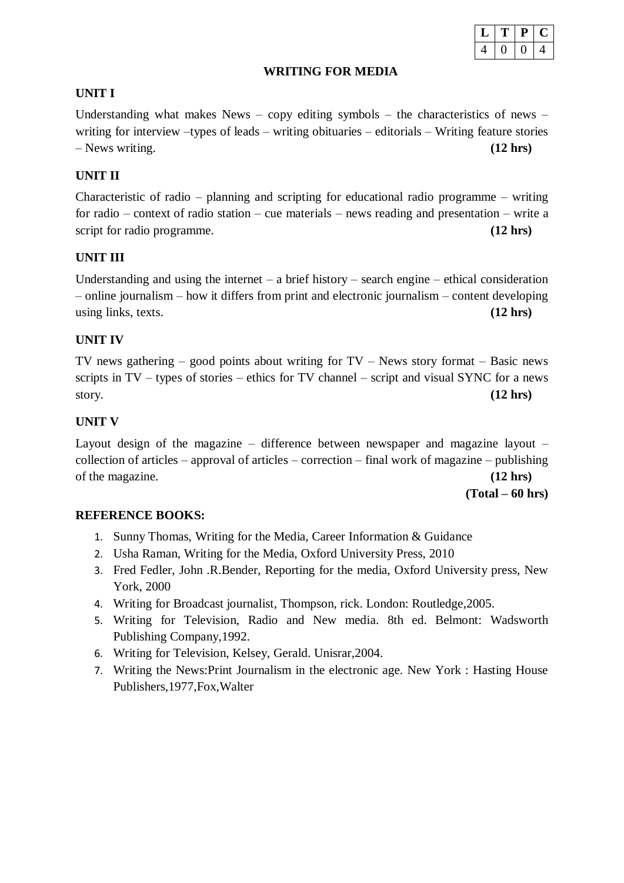| L | T | P | C |
|---|---|---|---|
| 4 | 0 | 0 | 4 |

## WRITING FOR MEDIA

### UNIT I

Understanding what makes News – copy editing symbols – the characteristics of news – writing for interview –types of leads – writing obituaries – editorials – Writing feature stories – News writing. **(12 hrs)**

### UNIT II

Characteristic of radio – planning and scripting for educational radio programme – writing for radio – context of radio station – cue materials – news reading and presentation – write a script for radio programme. **(12 hrs)**

### UNIT III

Understanding and using the internet – a brief history – search engine – ethical consideration – online journalism – how it differs from print and electronic journalism – content developing using links, texts. **(12 hrs)**

### UNIT IV

TV news gathering – good points about writing for TV – News story format – Basic news scripts in TV – types of stories – ethics for TV channel – script and visual SYNC for a news story. **(12 hrs)**

### UNIT V

Layout design of the magazine – difference between newspaper and magazine layout – collection of articles – approval of articles – correction – final work of magazine – publishing of the magazine. **(12 hrs)**

**(Total – 60 hrs)**

### REFERENCE BOOKS:

1. Sunny Thomas, Writing for the Media, Career Information & Guidance
2. Usha Raman, Writing for the Media, Oxford University Press, 2010
3. Fred Fedler, John .R.Bender, Reporting for the media, Oxford University press, New York, 2000
4. Writing for Broadcast journalist, Thompson, rick. London: Routledge,2005.
5. Writing for Television, Radio and New media. 8th ed. Belmont: Wadsworth Publishing Company,1992.
6. Writing for Television, Kelsey, Gerald. Unisrar,2004.
7. Writing the News:Print Journalism in the electronic age. New York : Hasting House Publishers,1977,Fox,Walter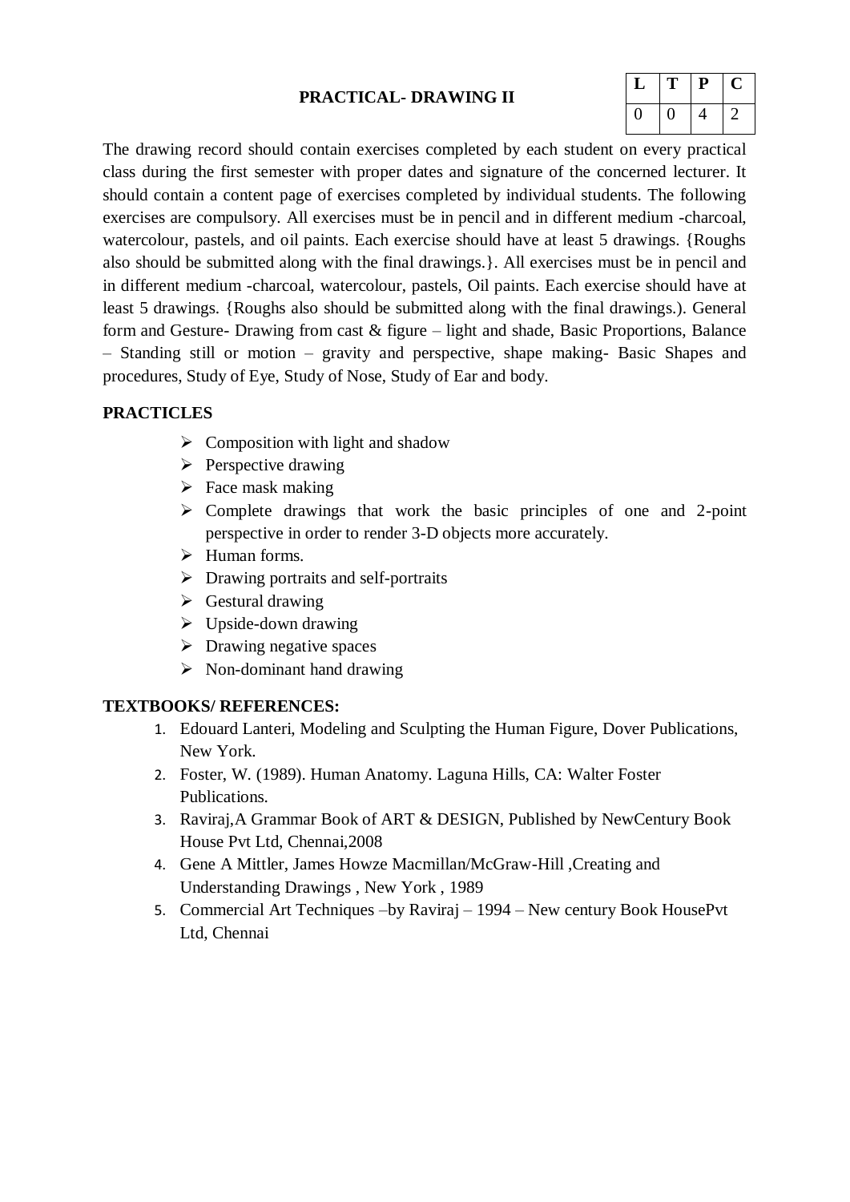## PRACTICAL- DRAWING II

| L | T | P | C |
|---|---|---|---|
| 0 | 0 | 4 | 2 |

The drawing record should contain exercises completed by each student on every practical class during the first semester with proper dates and signature of the concerned lecturer. It should contain a content page of exercises completed by individual students. The following exercises are compulsory. All exercises must be in pencil and in different medium -charcoal, watercolour, pastels, and oil paints. Each exercise should have at least 5 drawings. {Roughs also should be submitted along with the final drawings.}. All exercises must be in pencil and in different medium -charcoal, watercolour, pastels, Oil paints. Each exercise should have at least 5 drawings. {Roughs also should be submitted along with the final drawings.). General form and Gesture- Drawing from cast & figure – light and shade, Basic Proportions, Balance – Standing still or motion – gravity and perspective, shape making- Basic Shapes and procedures, Study of Eye, Study of Nose, Study of Ear and body.

### PRACTICLES

- Composition with light and shadow
- Perspective drawing
- Face mask making
- Complete drawings that work the basic principles of one and 2-point perspective in order to render 3-D objects more accurately.
- Human forms.
- Drawing portraits and self-portraits
- Gestural drawing
- Upside-down drawing
- Drawing negative spaces
- Non-dominant hand drawing

### TEXTBOOKS/ REFERENCES:

1. Edouard Lanteri, Modeling and Sculpting the Human Figure, Dover Publications, New York.
2. Foster, W. (1989). Human Anatomy. Laguna Hills, CA: Walter Foster Publications.
3. Raviraj,A Grammar Book of ART & DESIGN, Published by NewCentury Book House Pvt Ltd, Chennai,2008
4. Gene A Mittler, James Howze Macmillan/McGraw-Hill ,Creating and Understanding Drawings , New York , 1989
5. Commercial Art Techniques –by Raviraj – 1994 – New century Book HousePvt Ltd, Chennai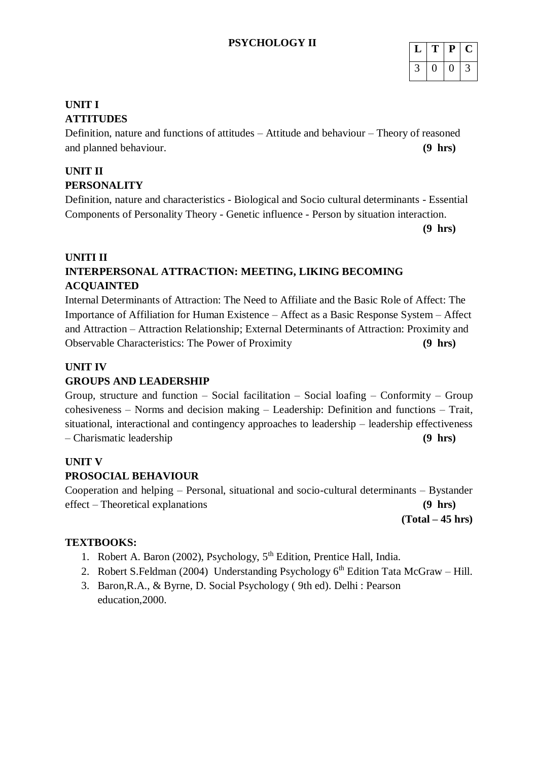# PSYCHOLOGY II

| L | T | P | C |
|---|---|---|---|
| 3 | 0 | 0 | 3 |

**UNIT I**
**ATTITUDES**

Definition, nature and functions of attitudes – Attitude and behaviour – Theory of reasoned and planned behaviour. **(9 hrs)**

**UNIT II**
**PERSONALITY**

Definition, nature and characteristics - Biological and Socio cultural determinants - Essential Components of Personality Theory - Genetic influence - Person by situation interaction. **(9 hrs)**

**UNITI II**
**INTERPERSONAL ATTRACTION: MEETING, LIKING BECOMING ACQUAINTED**

Internal Determinants of Attraction: The Need to Affiliate and the Basic Role of Affect: The Importance of Affiliation for Human Existence – Affect as a Basic Response System – Affect and Attraction – Attraction Relationship; External Determinants of Attraction: Proximity and Observable Characteristics: The Power of Proximity **(9 hrs)**

**UNIT IV**
**GROUPS AND LEADERSHIP**

Group, structure and function – Social facilitation – Social loafing – Conformity – Group cohesiveness – Norms and decision making – Leadership: Definition and functions – Trait, situational, interactional and contingency approaches to leadership – leadership effectiveness – Charismatic leadership **(9 hrs)**

**UNIT V**
**PROSOCIAL BEHAVIOUR**

Cooperation and helping – Personal, situational and socio-cultural determinants – Bystander effect – Theoretical explanations **(9 hrs)**

**(Total – 45 hrs)**

**TEXTBOOKS:**

1. Robert A. Baron (2002), Psychology, 5th Edition, Prentice Hall, India.
2. Robert S.Feldman (2004) Understanding Psychology 6th Edition Tata McGraw – Hill.
3. Baron,R.A., & Byrne, D. Social Psychology ( 9th ed). Delhi : Pearson education,2000.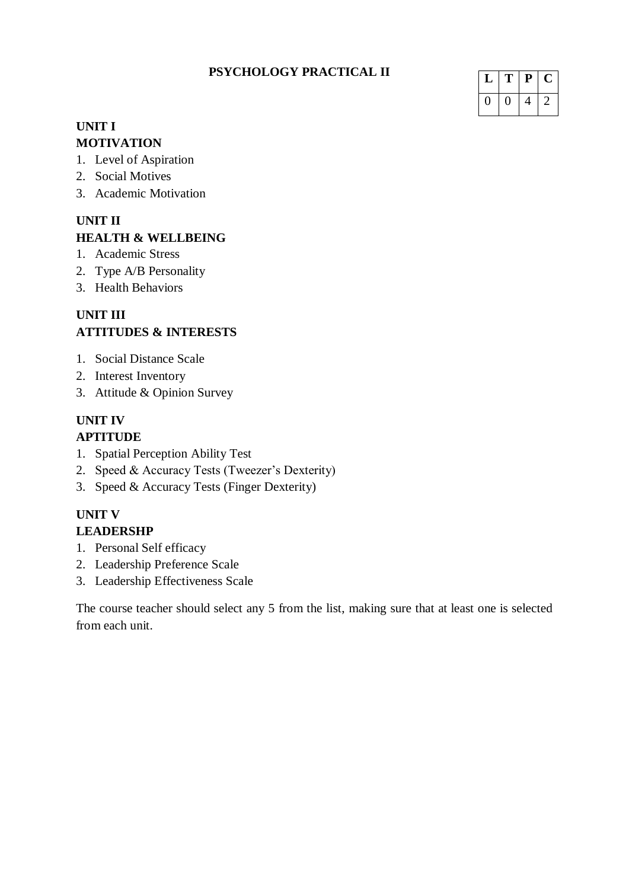# PSYCHOLOGY PRACTICAL II

| L | T | P | C |
|---|---|---|---|
| 0 | 0 | 4 | 2 |

**UNIT I**
**MOTIVATION**

1. Level of Aspiration
2. Social Motives
3. Academic Motivation

**UNIT II**
**HEALTH & WELLBEING**

1. Academic Stress
2. Type A/B Personality
3. Health Behaviors

**UNIT III**
**ATTITUDES & INTERESTS**

1. Social Distance Scale
2. Interest Inventory
3. Attitude & Opinion Survey

**UNIT IV**
**APTITUDE**

1. Spatial Perception Ability Test
2. Speed & Accuracy Tests (Tweezer's Dexterity)
3. Speed & Accuracy Tests (Finger Dexterity)

**UNIT V**
**LEADERSHP**

1. Personal Self efficacy
2. Leadership Preference Scale
3. Leadership Effectiveness Scale

The course teacher should select any 5 from the list, making sure that at least one is selected from each unit.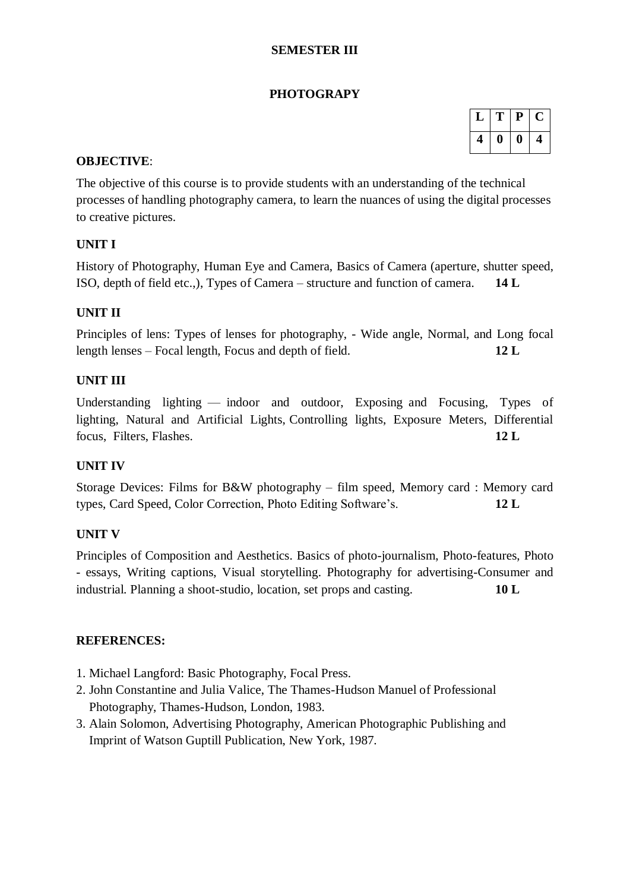## SEMESTER III

## PHOTOGRAPY

| L | T | P | C |
|---|---|---|---|
| 4 | 0 | 0 | 4 |

**OBJECTIVE**:

The objective of this course is to provide students with an understanding of the technical processes of handling photography camera, to learn the nuances of using the digital processes to creative pictures.

**UNIT I**

History of Photography, Human Eye and Camera, Basics of Camera (aperture, shutter speed, ISO, depth of field etc.,), Types of Camera – structure and function of camera. **14 L**

**UNIT II**

Principles of lens: Types of lenses for photography, - Wide angle, Normal, and Long focal length lenses – Focal length, Focus and depth of field. **12 L**

**UNIT III**

Understanding lighting — indoor and outdoor, Exposing and Focusing, Types of lighting, Natural and Artificial Lights, Controlling lights, Exposure Meters, Differential focus, Filters, Flashes. **12 L**

**UNIT IV**

Storage Devices: Films for B&W photography – film speed, Memory card : Memory card types, Card Speed, Color Correction, Photo Editing Software's. **12 L**

**UNIT V**

Principles of Composition and Aesthetics. Basics of photo-journalism, Photo-features, Photo - essays, Writing captions, Visual storytelling. Photography for advertising-Consumer and industrial. Planning a shoot-studio, location, set props and casting. **10 L**

**REFERENCES:**

1. Michael Langford: Basic Photography, Focal Press.
2. John Constantine and Julia Valice, The Thames-Hudson Manuel of Professional Photography, Thames-Hudson, London, 1983.
3. Alain Solomon, Advertising Photography, American Photographic Publishing and Imprint of Watson Guptill Publication, New York, 1987.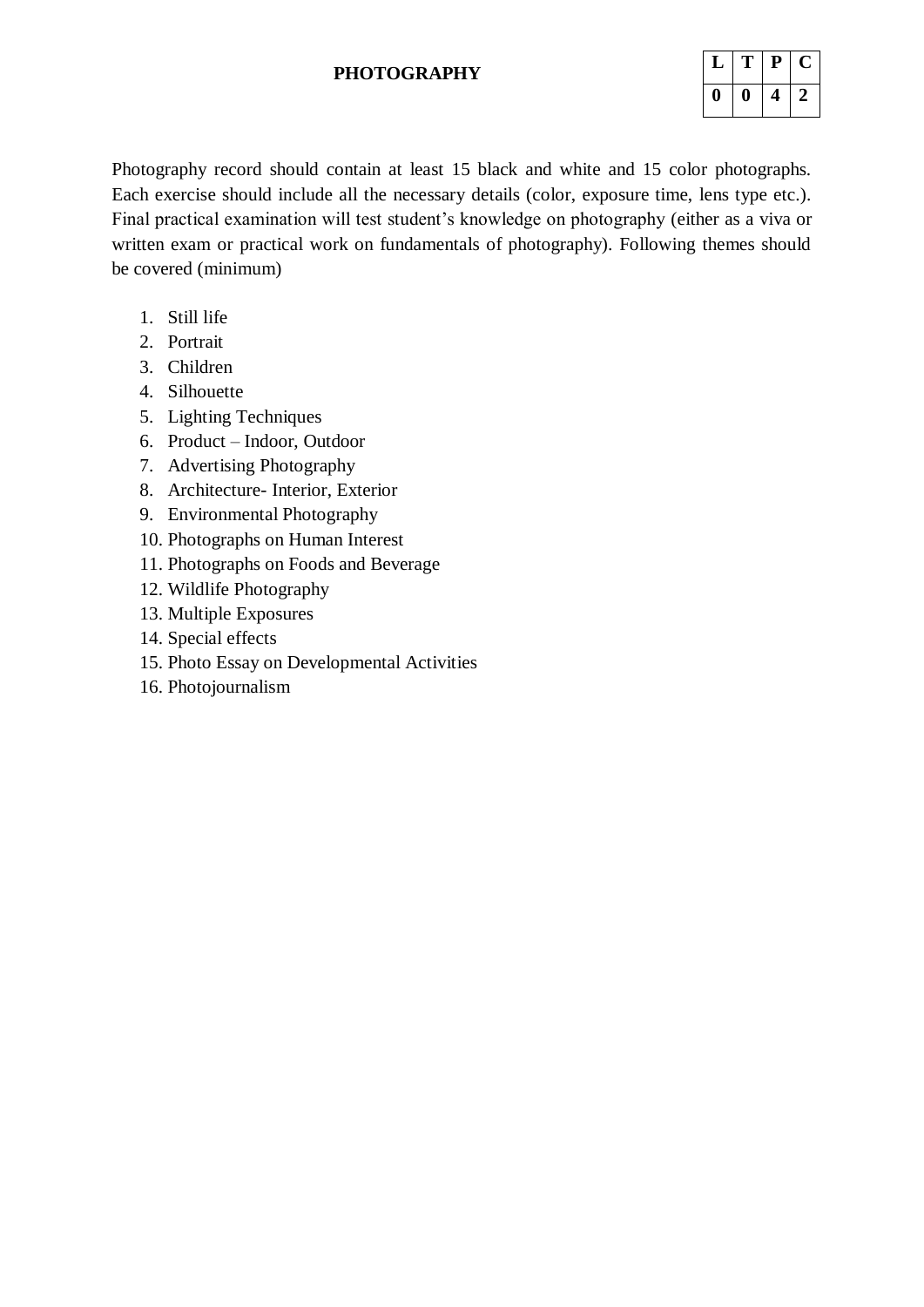# PHOTOGRAPHY

| L | T | P | C |
|---|---|---|---|
| 0 | 0 | 4 | 2 |

Photography record should contain at least 15 black and white and 15 color photographs. Each exercise should include all the necessary details (color, exposure time, lens type etc.). Final practical examination will test student's knowledge on photography (either as a viva or written exam or practical work on fundamentals of photography). Following themes should be covered (minimum)

1. Still life
2. Portrait
3. Children
4. Silhouette
5. Lighting Techniques
6. Product – Indoor, Outdoor
7. Advertising Photography
8. Architecture- Interior, Exterior
9. Environmental Photography
10. Photographs on Human Interest
11. Photographs on Foods and Beverage
12. Wildlife Photography
13. Multiple Exposures
14. Special effects
15. Photo Essay on Developmental Activities
16. Photojournalism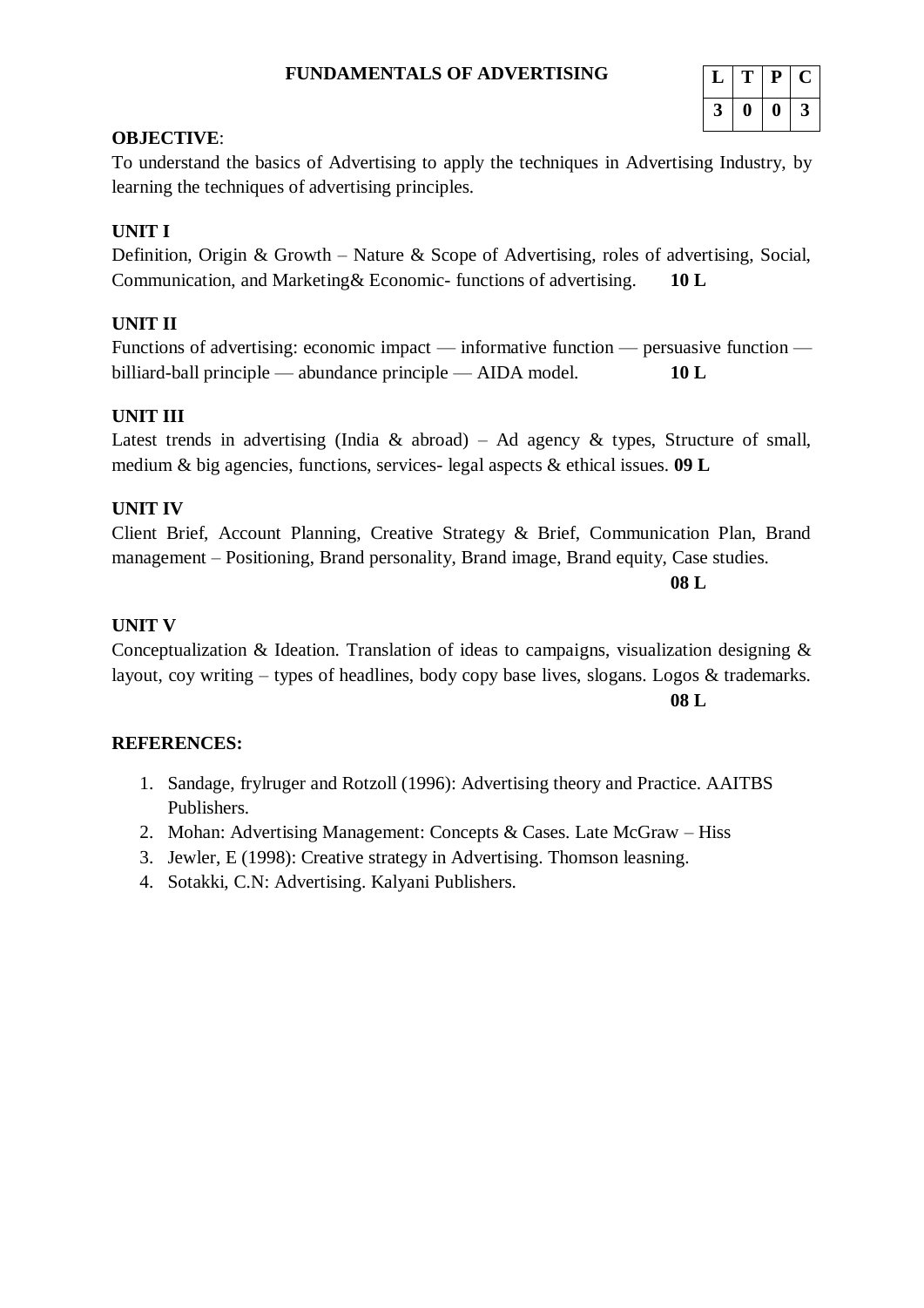# FUNDAMENTALS OF ADVERTISING

| L | T | P | C |
|---|---|---|---|
| 3 | 0 | 0 | 3 |

**OBJECTIVE**:

To understand the basics of Advertising to apply the techniques in Advertising Industry, by learning the techniques of advertising principles.

**UNIT I**

Definition, Origin & Growth – Nature & Scope of Advertising, roles of advertising, Social, Communication, and Marketing& Economic- functions of advertising. **10 L**

**UNIT II**

Functions of advertising: economic impact — informative function — persuasive function — billiard-ball principle — abundance principle — AIDA model. **10 L**

**UNIT III**

Latest trends in advertising (India & abroad) – Ad agency & types, Structure of small, medium & big agencies, functions, services- legal aspects & ethical issues. **09 L**

**UNIT IV**

Client Brief, Account Planning, Creative Strategy & Brief, Communication Plan, Brand management – Positioning, Brand personality, Brand image, Brand equity, Case studies.

**08 L**

**UNIT V**

Conceptualization & Ideation. Translation of ideas to campaigns, visualization designing & layout, coy writing – types of headlines, body copy base lives, slogans. Logos & trademarks.

**08 L**

**REFERENCES:**

1. Sandage, frylruger and Rotzoll (1996): Advertising theory and Practice. AAITBS Publishers.
2. Mohan: Advertising Management: Concepts & Cases. Late McGraw – Hiss
3. Jewler, E (1998): Creative strategy in Advertising. Thomson leasning.
4. Sotakki, C.N: Advertising. Kalyani Publishers.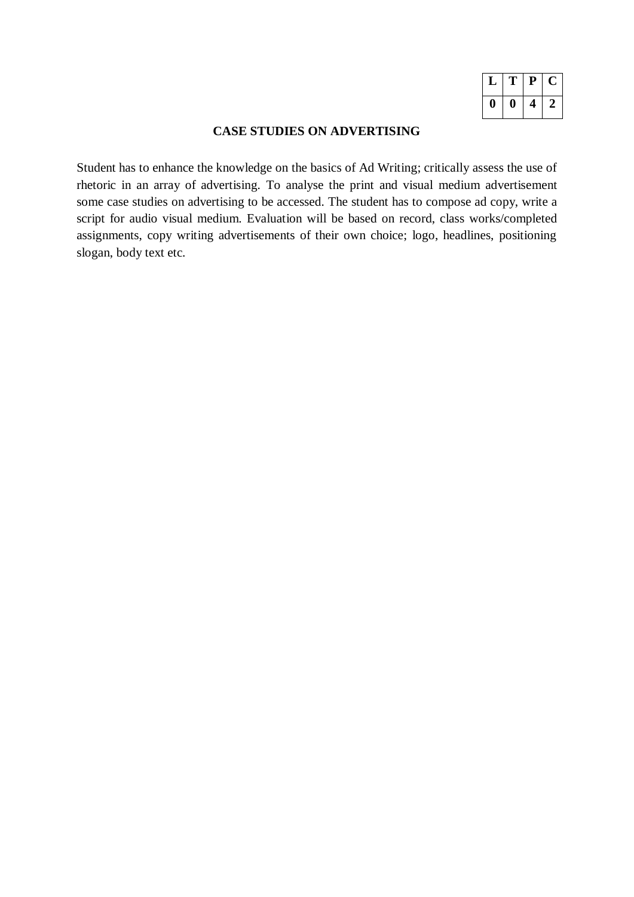| L | T | P | C |
|---|---|---|---|
| 0 | 0 | 4 | 2 |

## CASE STUDIES ON ADVERTISING

Student has to enhance the knowledge on the basics of Ad Writing; critically assess the use of rhetoric in an array of advertising. To analyse the print and visual medium advertisement some case studies on advertising to be accessed. The student has to compose ad copy, write a script for audio visual medium. Evaluation will be based on record, class works/completed assignments, copy writing advertisements of their own choice; logo, headlines, positioning slogan, body text etc.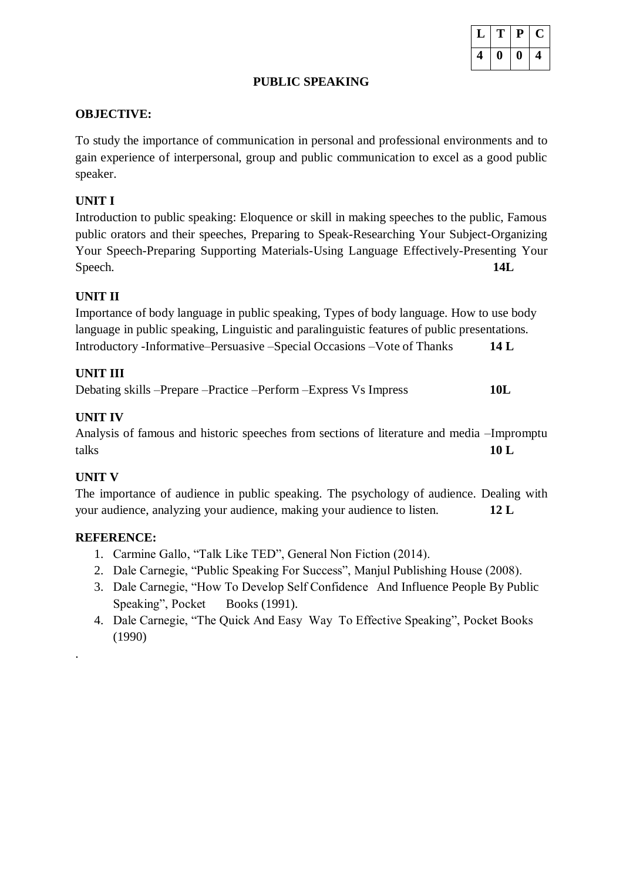| L | T | P | C |
|---|---|---|---|
| 4 | 0 | 0 | 4 |

# PUBLIC SPEAKING

**OBJECTIVE:**

To study the importance of communication in personal and professional environments and to gain experience of interpersonal, group and public communication to excel as a good public speaker.

**UNIT I**

Introduction to public speaking: Eloquence or skill in making speeches to the public, Famous public orators and their speeches, Preparing to Speak-Researching Your Subject-Organizing Your Speech-Preparing Supporting Materials-Using Language Effectively-Presenting Your Speech. **14L**

**UNIT II**

Importance of body language in public speaking, Types of body language. How to use body language in public speaking, Linguistic and paralinguistic features of public presentations. Introductory -Informative–Persuasive –Special Occasions –Vote of Thanks **14 L**

**UNIT III**

Debating skills –Prepare –Practice –Perform –Express Vs Impress **10L**

**UNIT IV**

Analysis of famous and historic speeches from sections of literature and media –Impromptu talks **10 L**

**UNIT V**

The importance of audience in public speaking. The psychology of audience. Dealing with your audience, analyzing your audience, making your audience to listen. **12 L**

**REFERENCE:**

1. Carmine Gallo, "Talk Like TED", General Non Fiction (2014).
2. Dale Carnegie, "Public Speaking For Success", Manjul Publishing House (2008).
3. Dale Carnegie, "How To Develop Self Confidence And Influence People By Public Speaking", Pocket Books (1991).
4. Dale Carnegie, "The Quick And Easy Way To Effective Speaking", Pocket Books (1990)

.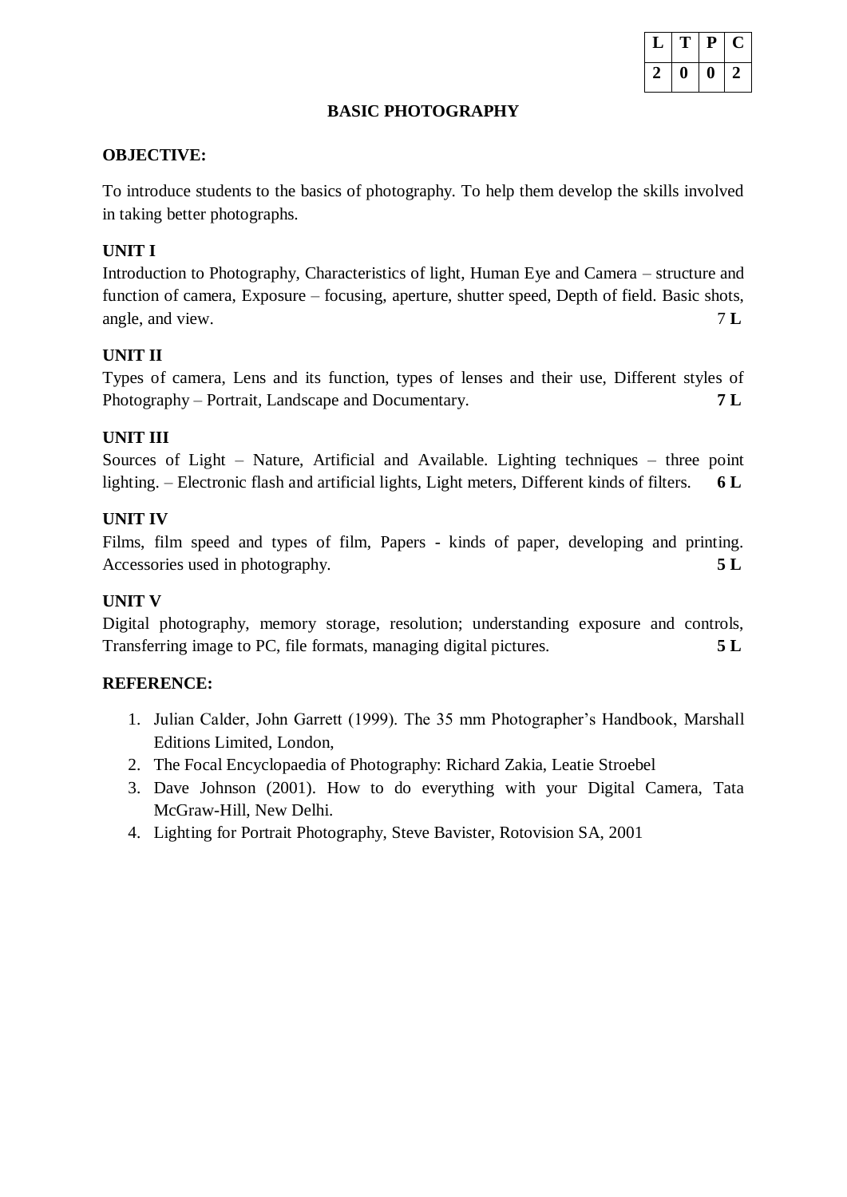| L | T | P | C |
|---|---|---|---|
| 2 | 0 | 0 | 2 |

# BASIC PHOTOGRAPHY

**OBJECTIVE:**

To introduce students to the basics of photography. To help them develop the skills involved in taking better photographs.

**UNIT I**

Introduction to Photography, Characteristics of light, Human Eye and Camera – structure and function of camera, Exposure – focusing, aperture, shutter speed, Depth of field. Basic shots, angle, and view. 7 **L**

**UNIT II**

Types of camera, Lens and its function, types of lenses and their use, Different styles of Photography – Portrait, Landscape and Documentary. **7 L**

**UNIT III**

Sources of Light – Nature, Artificial and Available. Lighting techniques – three point lighting. – Electronic flash and artificial lights, Light meters, Different kinds of filters. **6 L**

**UNIT IV**

Films, film speed and types of film, Papers - kinds of paper, developing and printing. Accessories used in photography. **5 L**

**UNIT V**

Digital photography, memory storage, resolution; understanding exposure and controls, Transferring image to PC, file formats, managing digital pictures. **5 L**

**REFERENCE:**

1. Julian Calder, John Garrett (1999). The 35 mm Photographer's Handbook, Marshall Editions Limited, London,
2. The Focal Encyclopaedia of Photography: Richard Zakia, Leatie Stroebel
3. Dave Johnson (2001). How to do everything with your Digital Camera, Tata McGraw-Hill, New Delhi.
4. Lighting for Portrait Photography, Steve Bavister, Rotovision SA, 2001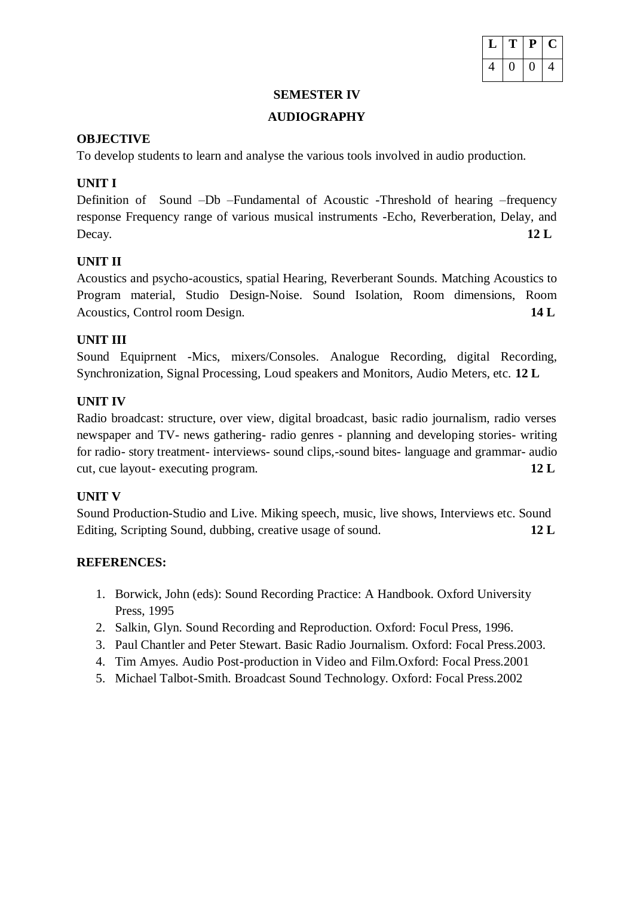| L | T | P | C |
|---|---|---|---|
| 4 | 0 | 0 | 4 |

## SEMESTER IV

## AUDIOGRAPHY

### OBJECTIVE

To develop students to learn and analyse the various tools involved in audio production.

### UNIT I

Definition of Sound –Db –Fundamental of Acoustic -Threshold of hearing –frequency response Frequency range of various musical instruments -Echo, Reverberation, Delay, and Decay. **12 L**

### UNIT II

Acoustics and psycho-acoustics, spatial Hearing, Reverberant Sounds. Matching Acoustics to Program material, Studio Design-Noise. Sound Isolation, Room dimensions, Room Acoustics, Control room Design. **14 L**

### UNIT III

Sound Equiprnent -Mics, mixers/Consoles. Analogue Recording, digital Recording, Synchronization, Signal Processing, Loud speakers and Monitors, Audio Meters, etc. **12 L**

### UNIT IV

Radio broadcast: structure, over view, digital broadcast, basic radio journalism, radio verses newspaper and TV- news gathering- radio genres - planning and developing stories- writing for radio- story treatment- interviews- sound clips,-sound bites- language and grammar- audio cut, cue layout- executing program. **12 L**

### UNIT V

Sound Production-Studio and Live. Miking speech, music, live shows, Interviews etc. Sound Editing, Scripting Sound, dubbing, creative usage of sound. **12 L**

### REFERENCES:

1. Borwick, John (eds): Sound Recording Practice: A Handbook. Oxford University Press, 1995
2. Salkin, Glyn. Sound Recording and Reproduction. Oxford: Focul Press, 1996.
3. Paul Chantler and Peter Stewart. Basic Radio Journalism. Oxford: Focal Press.2003.
4. Tim Amyes. Audio Post-production in Video and Film.Oxford: Focal Press.2001
5. Michael Talbot-Smith. Broadcast Sound Technology. Oxford: Focal Press.2002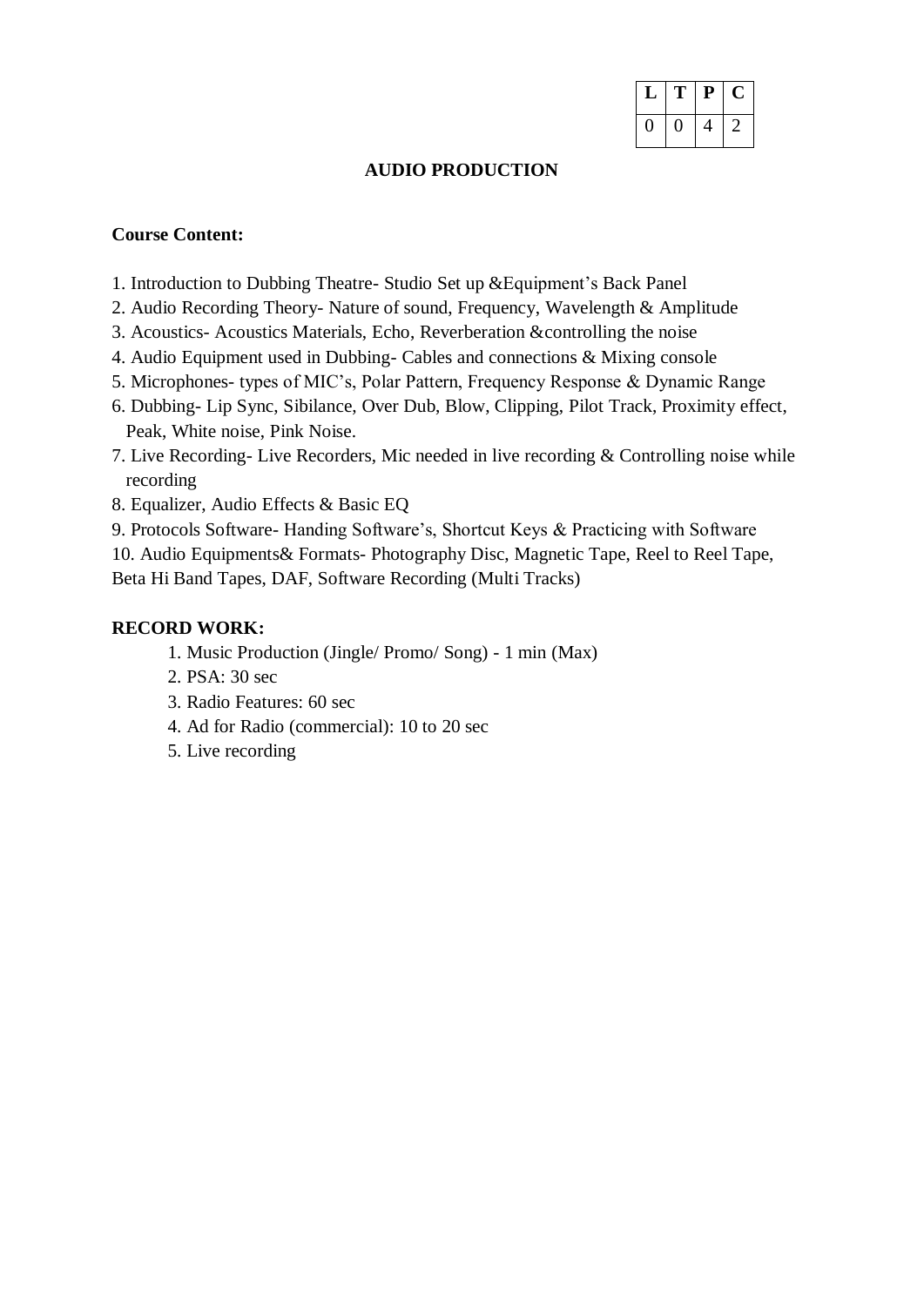| L | T | P | C |
|---|---|---|---|
| 0 | 0 | 4 | 2 |

## AUDIO PRODUCTION

**Course Content:**

1. Introduction to Dubbing Theatre- Studio Set up &Equipment's Back Panel
2. Audio Recording Theory- Nature of sound, Frequency, Wavelength & Amplitude
3. Acoustics- Acoustics Materials, Echo, Reverberation &controlling the noise
4. Audio Equipment used in Dubbing- Cables and connections & Mixing console
5. Microphones- types of MIC's, Polar Pattern, Frequency Response & Dynamic Range
6. Dubbing- Lip Sync, Sibilance, Over Dub, Blow, Clipping, Pilot Track, Proximity effect, Peak, White noise, Pink Noise.
7. Live Recording- Live Recorders, Mic needed in live recording & Controlling noise while recording
8. Equalizer, Audio Effects & Basic EQ
9. Protocols Software- Handing Software's, Shortcut Keys & Practicing with Software
10. Audio Equipments& Formats- Photography Disc, Magnetic Tape, Reel to Reel Tape, Beta Hi Band Tapes, DAF, Software Recording (Multi Tracks)

**RECORD WORK:**

1. Music Production (Jingle/ Promo/ Song) - 1 min (Max)
2. PSA: 30 sec
3. Radio Features: 60 sec
4. Ad for Radio (commercial): 10 to 20 sec
5. Live recording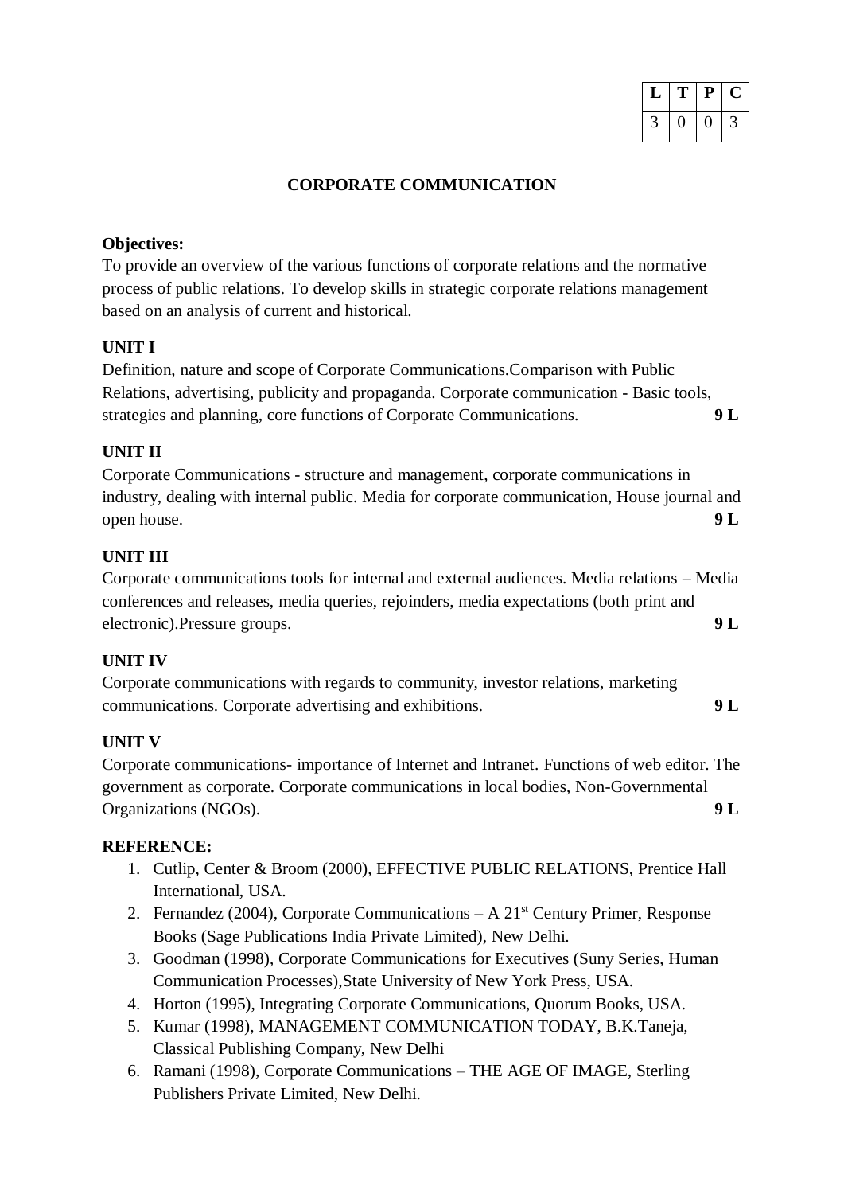| L | T | P | C |
|---|---|---|---|
| 3 | 0 | 0 | 3 |

# CORPORATE COMMUNICATION

**Objectives:**
To provide an overview of the various functions of corporate relations and the normative process of public relations. To develop skills in strategic corporate relations management based on an analysis of current and historical.

**UNIT I**
Definition, nature and scope of Corporate Communications.Comparison with Public Relations, advertising, publicity and propaganda. Corporate communication - Basic tools, strategies and planning, core functions of Corporate Communications. **9 L**

**UNIT II**
Corporate Communications - structure and management, corporate communications in industry, dealing with internal public. Media for corporate communication, House journal and open house. **9 L**

**UNIT III**
Corporate communications tools for internal and external audiences. Media relations – Media conferences and releases, media queries, rejoinders, media expectations (both print and electronic).Pressure groups. **9 L**

**UNIT IV**
Corporate communications with regards to community, investor relations, marketing communications. Corporate advertising and exhibitions. **9 L**

**UNIT V**
Corporate communications- importance of Internet and Intranet. Functions of web editor. The government as corporate. Corporate communications in local bodies, Non-Governmental Organizations (NGOs). **9 L**

**REFERENCE:**

1. Cutlip, Center & Broom (2000), EFFECTIVE PUBLIC RELATIONS, Prentice Hall International, USA.
2. Fernandez (2004), Corporate Communications – A 21st Century Primer, Response Books (Sage Publications India Private Limited), New Delhi.
3. Goodman (1998), Corporate Communications for Executives (Suny Series, Human Communication Processes),State University of New York Press, USA.
4. Horton (1995), Integrating Corporate Communications, Quorum Books, USA.
5. Kumar (1998), MANAGEMENT COMMUNICATION TODAY, B.K.Taneja, Classical Publishing Company, New Delhi
6. Ramani (1998), Corporate Communications – THE AGE OF IMAGE, Sterling Publishers Private Limited, New Delhi.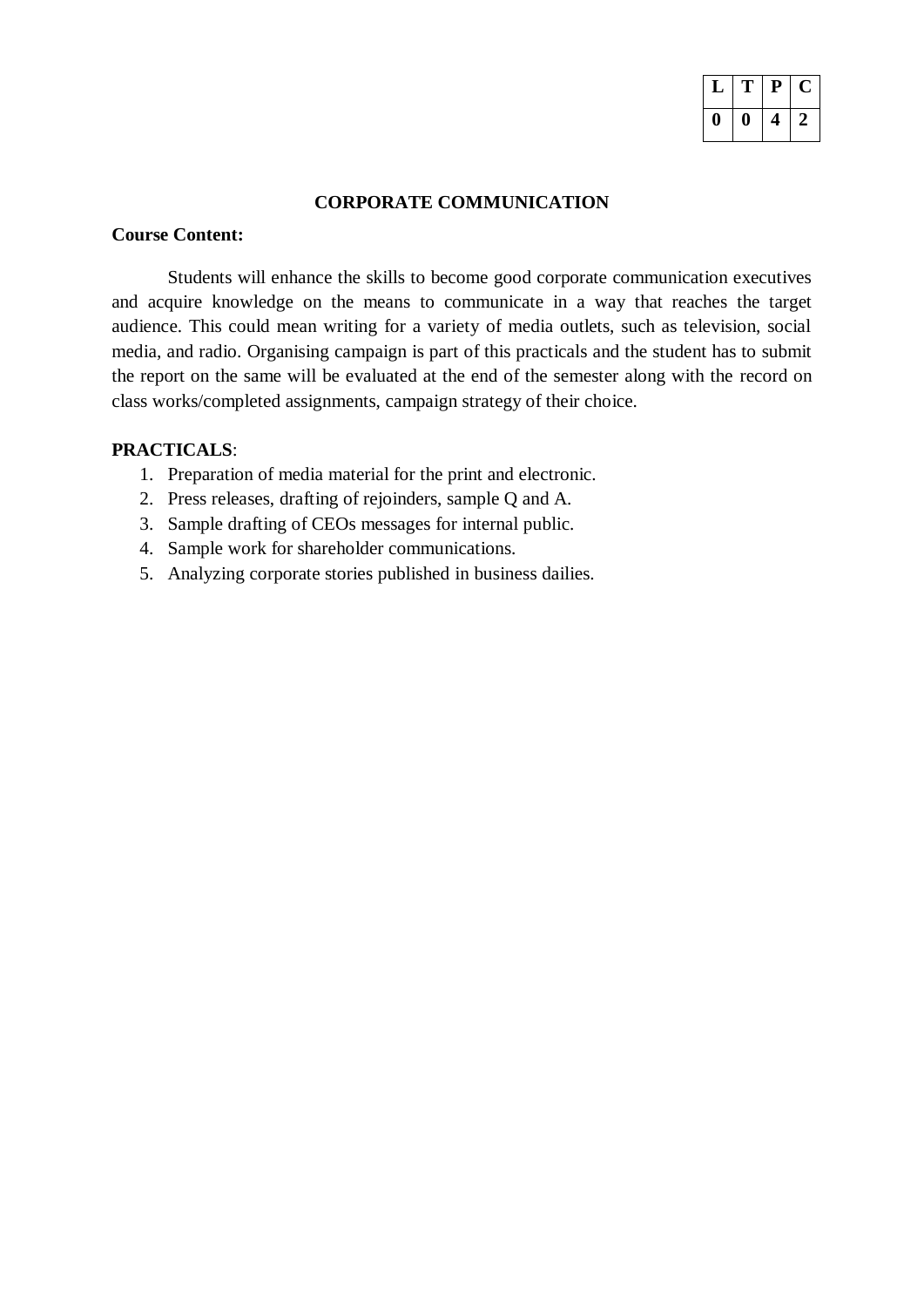| L | T | P | C |
|---|---|---|---|
| **0** | **0** | **4** | **2** |

## CORPORATE COMMUNICATION

**Course Content:**

Students will enhance the skills to become good corporate communication executives and acquire knowledge on the means to communicate in a way that reaches the target audience. This could mean writing for a variety of media outlets, such as television, social media, and radio. Organising campaign is part of this practicals and the student has to submit the report on the same will be evaluated at the end of the semester along with the record on class works/completed assignments, campaign strategy of their choice.

**PRACTICALS**:

1. Preparation of media material for the print and electronic.
2. Press releases, drafting of rejoinders, sample Q and A.
3. Sample drafting of CEOs messages for internal public.
4. Sample work for shareholder communications.
5. Analyzing corporate stories published in business dailies.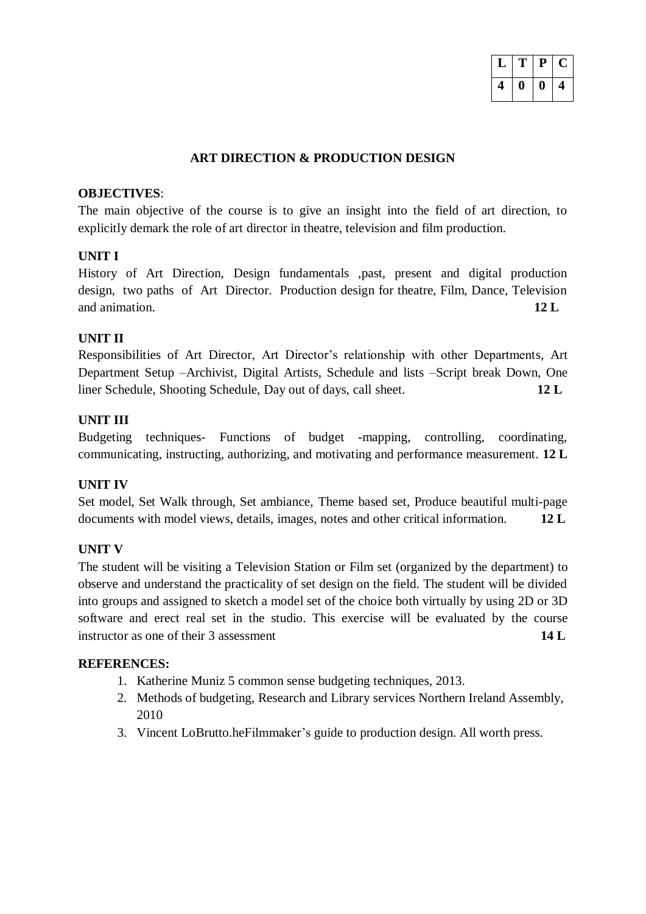| L | T | P | C |
|---|---|---|---|
| 4 | 0 | 0 | 4 |

# ART DIRECTION & PRODUCTION DESIGN

**OBJECTIVES**:

The main objective of the course is to give an insight into the field of art direction, to explicitly demark the role of art director in theatre, television and film production.

**UNIT I**

History of Art Direction, Design fundamentals ,past, present and digital production design, two paths of Art Director. Production design for theatre, Film, Dance, Television and animation. **12 L**

**UNIT II**

Responsibilities of Art Director, Art Director's relationship with other Departments, Art Department Setup –Archivist, Digital Artists, Schedule and lists –Script break Down, One liner Schedule, Shooting Schedule, Day out of days, call sheet. **12 L**

**UNIT III**

Budgeting techniques- Functions of budget -mapping, controlling, coordinating, communicating, instructing, authorizing, and motivating and performance measurement. **12 L**

**UNIT IV**

Set model, Set Walk through, Set ambiance, Theme based set, Produce beautiful multi-page documents with model views, details, images, notes and other critical information. **12 L**

**UNIT V**

The student will be visiting a Television Station or Film set (organized by the department) to observe and understand the practicality of set design on the field. The student will be divided into groups and assigned to sketch a model set of the choice both virtually by using 2D or 3D software and erect real set in the studio. This exercise will be evaluated by the course instructor as one of their 3 assessment **14 L**

**REFERENCES:**

1. Katherine Muniz 5 common sense budgeting techniques, 2013.
2. Methods of budgeting, Research and Library services Northern Ireland Assembly, 2010
3. Vincent LoBrutto.heFilmmaker's guide to production design. All worth press.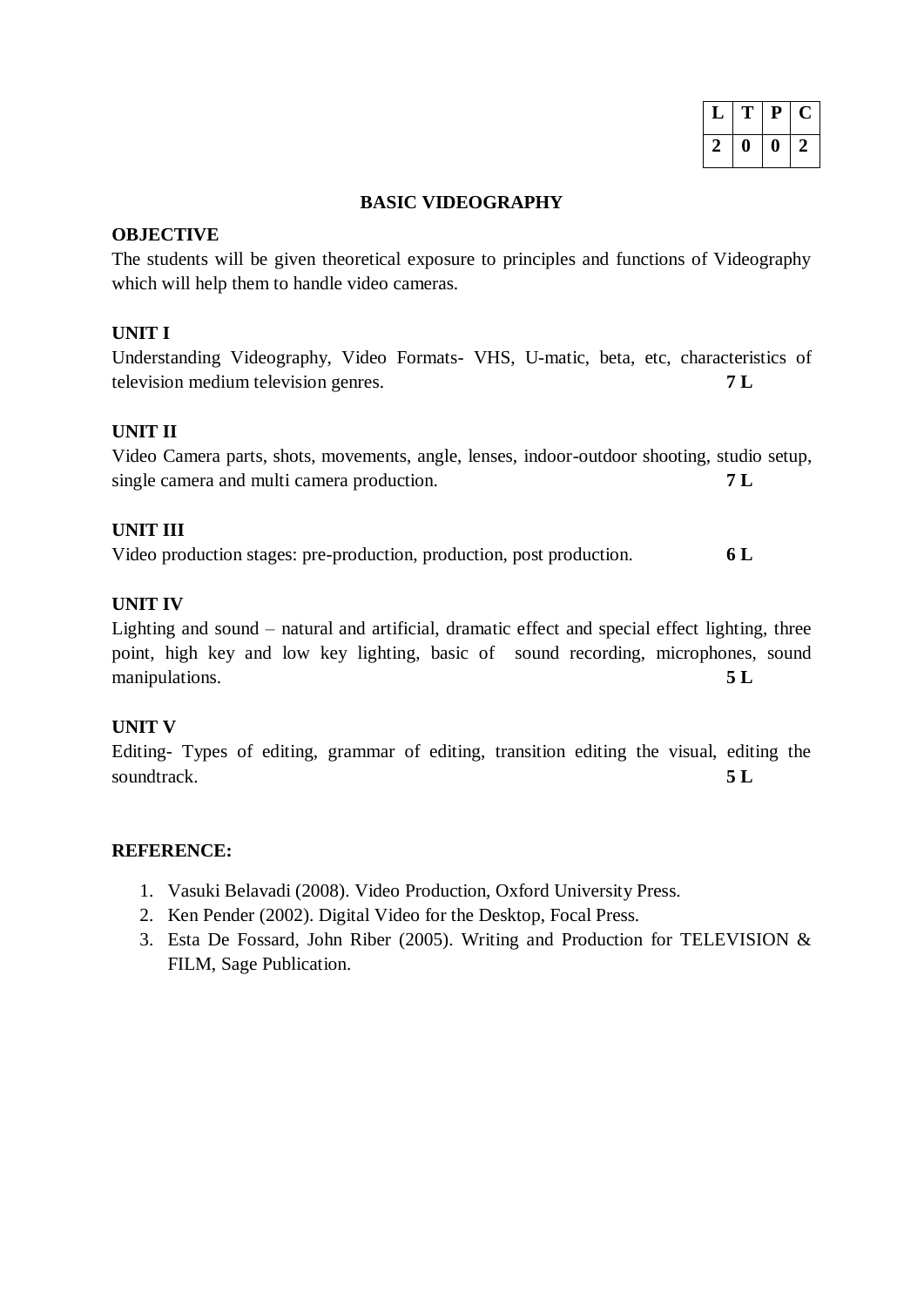| L | T | P | C |
|---|---|---|---|
| 2 | 0 | 0 | 2 |

## BASIC VIDEOGRAPHY

**OBJECTIVE**

The students will be given theoretical exposure to principles and functions of Videography which will help them to handle video cameras.

**UNIT I**

Understanding Videography, Video Formats- VHS, U-matic, beta, etc, characteristics of television medium television genres. **7 L**

**UNIT II**

Video Camera parts, shots, movements, angle, lenses, indoor-outdoor shooting, studio setup, single camera and multi camera production. **7 L**

**UNIT III**

Video production stages: pre-production, production, post production. **6 L**

**UNIT IV**

Lighting and sound – natural and artificial, dramatic effect and special effect lighting, three point, high key and low key lighting, basic of sound recording, microphones, sound manipulations. **5 L**

**UNIT V**

Editing- Types of editing, grammar of editing, transition editing the visual, editing the soundtrack. **5 L**

**REFERENCE:**

1. Vasuki Belavadi (2008). Video Production, Oxford University Press.
2. Ken Pender (2002). Digital Video for the Desktop, Focal Press.
3. Esta De Fossard, John Riber (2005). Writing and Production for TELEVISION & FILM, Sage Publication.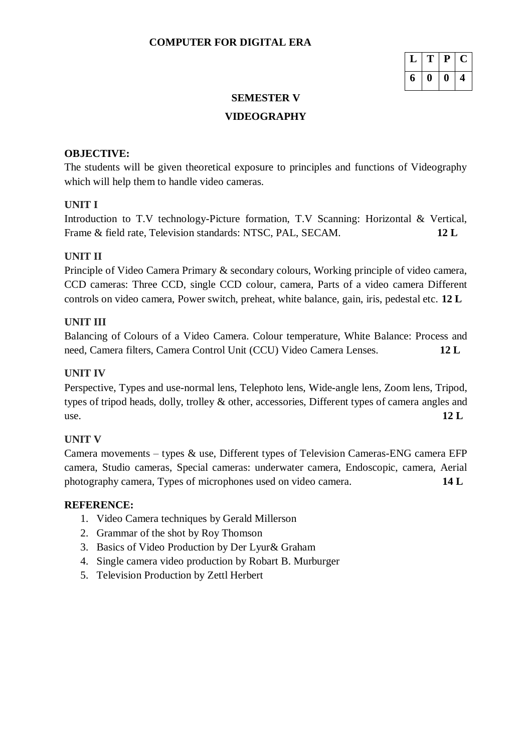**COMPUTER FOR DIGITAL ERA**

| L | T | P | C |
|---|---|---|---|
| 6 | 0 | 0 | 4 |

## SEMESTER V

## VIDEOGRAPHY

**OBJECTIVE:**

The students will be given theoretical exposure to principles and functions of Videography which will help them to handle video cameras.

**UNIT I**

Introduction to T.V technology-Picture formation, T.V Scanning: Horizontal & Vertical, Frame & field rate, Television standards: NTSC, PAL, SECAM. **12 L**

**UNIT II**

Principle of Video Camera Primary & secondary colours, Working principle of video camera, CCD cameras: Three CCD, single CCD colour, camera, Parts of a video camera Different controls on video camera, Power switch, preheat, white balance, gain, iris, pedestal etc. **12 L**

**UNIT III**

Balancing of Colours of a Video Camera. Colour temperature, White Balance: Process and need, Camera filters, Camera Control Unit (CCU) Video Camera Lenses. **12 L**

**UNIT IV**

Perspective, Types and use-normal lens, Telephoto lens, Wide-angle lens, Zoom lens, Tripod, types of tripod heads, dolly, trolley & other, accessories, Different types of camera angles and use. **12 L**

**UNIT V**

Camera movements – types & use, Different types of Television Cameras-ENG camera EFP camera, Studio cameras, Special cameras: underwater camera, Endoscopic, camera, Aerial photography camera, Types of microphones used on video camera. **14 L**

**REFERENCE:**

1. Video Camera techniques by Gerald Millerson
2. Grammar of the shot by Roy Thomson
3. Basics of Video Production by Der Lyur& Graham
4. Single camera video production by Robart B. Murburger
5. Television Production by Zettl Herbert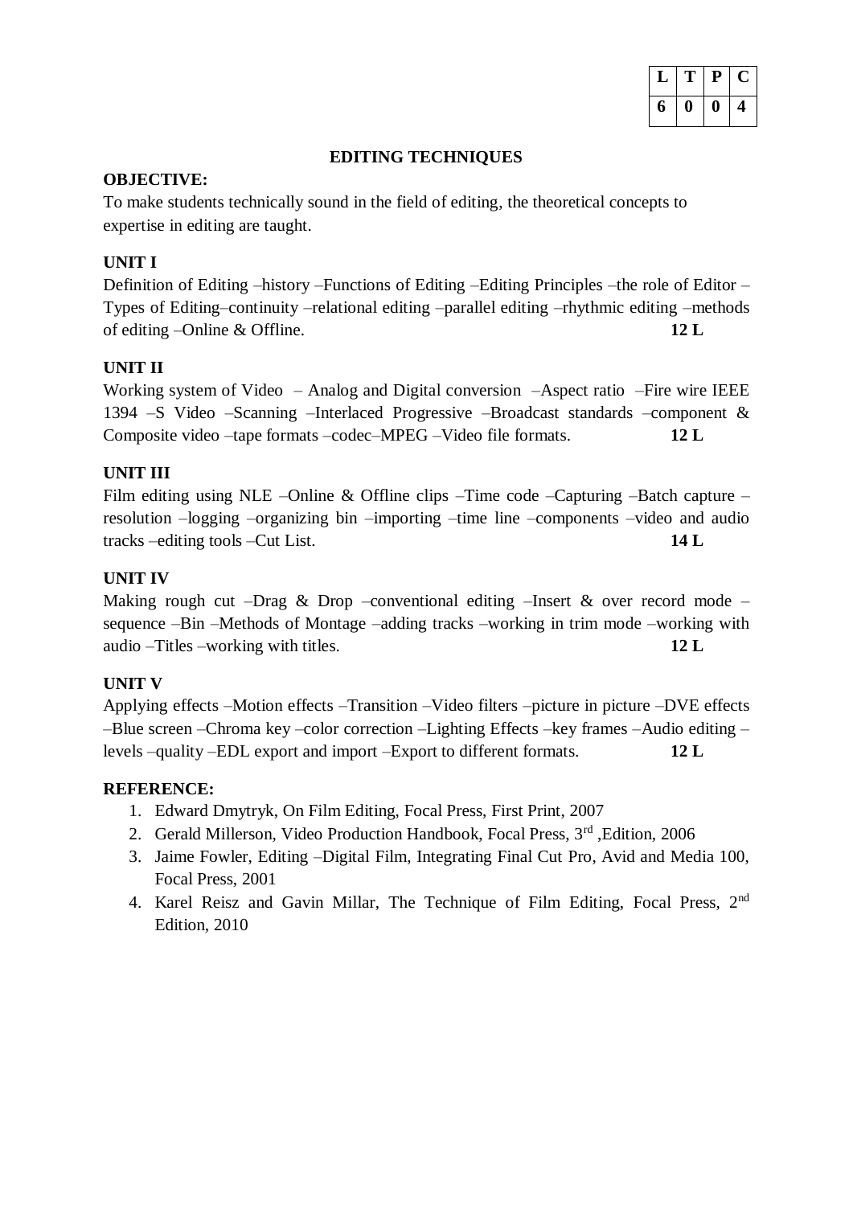| L | T | P | C |
|---|---|---|---|
| 6 | 0 | 0 | 4 |

## EDITING TECHNIQUES

**OBJECTIVE:**

To make students technically sound in the field of editing, the theoretical concepts to expertise in editing are taught.

**UNIT I**

Definition of Editing –history –Functions of Editing –Editing Principles –the role of Editor –Types of Editing–continuity –relational editing –parallel editing –rhythmic editing –methods of editing –Online & Offline. **12 L**

**UNIT II**

Working system of Video – Analog and Digital conversion –Aspect ratio –Fire wire IEEE 1394 –S Video –Scanning –Interlaced Progressive –Broadcast standards –component & Composite video –tape formats –codec–MPEG –Video file formats. **12 L**

**UNIT III**

Film editing using NLE –Online & Offline clips –Time code –Capturing –Batch capture –resolution –logging –organizing bin –importing –time line –components –video and audio tracks –editing tools –Cut List. **14 L**

**UNIT IV**

Making rough cut –Drag & Drop –conventional editing –Insert & over record mode –sequence –Bin –Methods of Montage –adding tracks –working in trim mode –working with audio –Titles –working with titles. **12 L**

**UNIT V**

Applying effects –Motion effects –Transition –Video filters –picture in picture –DVE effects –Blue screen –Chroma key –color correction –Lighting Effects –key frames –Audio editing –levels –quality –EDL export and import –Export to different formats. **12 L**

**REFERENCE:**

1. Edward Dmytryk, On Film Editing, Focal Press, First Print, 2007
2. Gerald Millerson, Video Production Handbook, Focal Press, 3rd ,Edition, 2006
3. Jaime Fowler, Editing –Digital Film, Integrating Final Cut Pro, Avid and Media 100, Focal Press, 2001
4. Karel Reisz and Gavin Millar, The Technique of Film Editing, Focal Press, 2nd Edition, 2010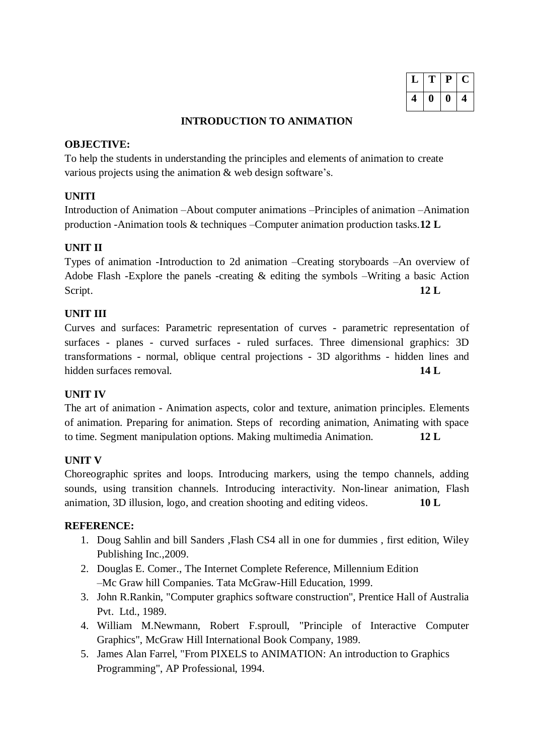| L | T | P | C |
|---|---|---|---|
| 4 | 0 | 0 | 4 |

# INTRODUCTION TO ANIMATION

**OBJECTIVE:**

To help the students in understanding the principles and elements of animation to create various projects using the animation & web design software's.

**UNITI**

Introduction of Animation –About computer animations –Principles of animation –Animation production -Animation tools & techniques –Computer animation production tasks.**12 L**

**UNIT II**

Types of animation -Introduction to 2d animation –Creating storyboards –An overview of Adobe Flash -Explore the panels -creating & editing the symbols –Writing a basic Action Script. **12 L**

**UNIT III**

Curves and surfaces: Parametric representation of curves - parametric representation of surfaces - planes - curved surfaces - ruled surfaces. Three dimensional graphics: 3D transformations - normal, oblique central projections - 3D algorithms - hidden lines and hidden surfaces removal. **14 L**

**UNIT IV**

The art of animation - Animation aspects, color and texture, animation principles. Elements of animation. Preparing for animation. Steps of recording animation, Animating with space to time. Segment manipulation options. Making multimedia Animation. **12 L**

**UNIT V**

Choreographic sprites and loops. Introducing markers, using the tempo channels, adding sounds, using transition channels. Introducing interactivity. Non-linear animation, Flash animation, 3D illusion, logo, and creation shooting and editing videos. **10 L**

**REFERENCE:**

1. Doug Sahlin and bill Sanders ,Flash CS4 all in one for dummies , first edition, Wiley Publishing Inc.,2009.
2. Douglas E. Comer., The Internet Complete Reference, Millennium Edition –Mc Graw hill Companies. Tata McGraw-Hill Education, 1999.
3. John R.Rankin, "Computer graphics software construction", Prentice Hall of Australia Pvt. Ltd., 1989.
4. William M.Newmann, Robert F.sproull, "Principle of Interactive Computer Graphics", McGraw Hill International Book Company, 1989.
5. James Alan Farrel, "From PIXELS to ANIMATION: An introduction to Graphics Programming", AP Professional, 1994.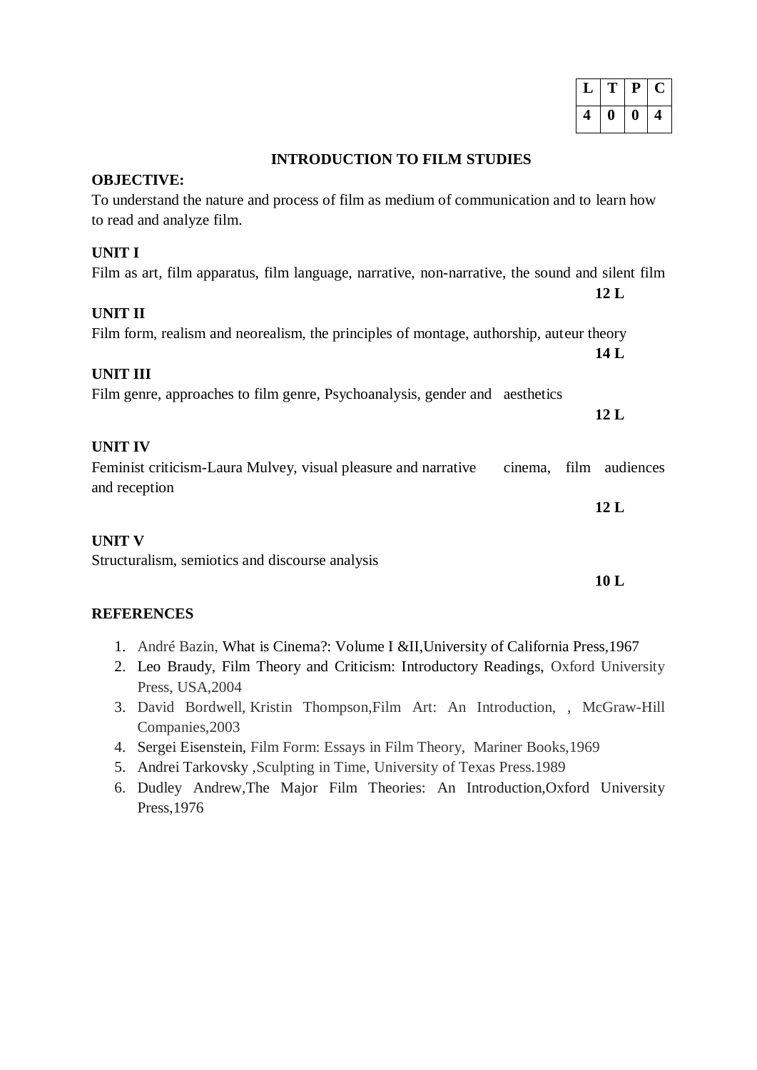| L | T | P | C |
|---|---|---|---|
| 4 | 0 | 0 | 4 |

## INTRODUCTION TO FILM STUDIES

**OBJECTIVE:**

To understand the nature and process of film as medium of communication and to learn how to read and analyze film.

**UNIT I**

Film as art, film apparatus, film language, narrative, non-narrative, the sound and silent film

**12 L**

**UNIT II**

Film form, realism and neorealism, the principles of montage, authorship, auteur theory

**14 L**

**UNIT III**

Film genre, approaches to film genre, Psychoanalysis, gender and aesthetics

**12 L**

**UNIT IV**

Feminist criticism-Laura Mulvey, visual pleasure and narrative cinema, film audiences and reception

**12 L**

**UNIT V**

Structuralism, semiotics and discourse analysis

**10 L**

**REFERENCES**

1. André Bazin, What is Cinema?: Volume I &II,University of California Press,1967
2. Leo Braudy, Film Theory and Criticism: Introductory Readings, Oxford University Press, USA,2004
3. David Bordwell, Kristin Thompson,Film Art: An Introduction, , McGraw-Hill Companies,2003
4. Sergei Eisenstein, Film Form: Essays in Film Theory, Mariner Books,1969
5. Andrei Tarkovsky ,Sculpting in Time, University of Texas Press.1989
6. Dudley Andrew,The Major Film Theories: An Introduction,Oxford University Press,1976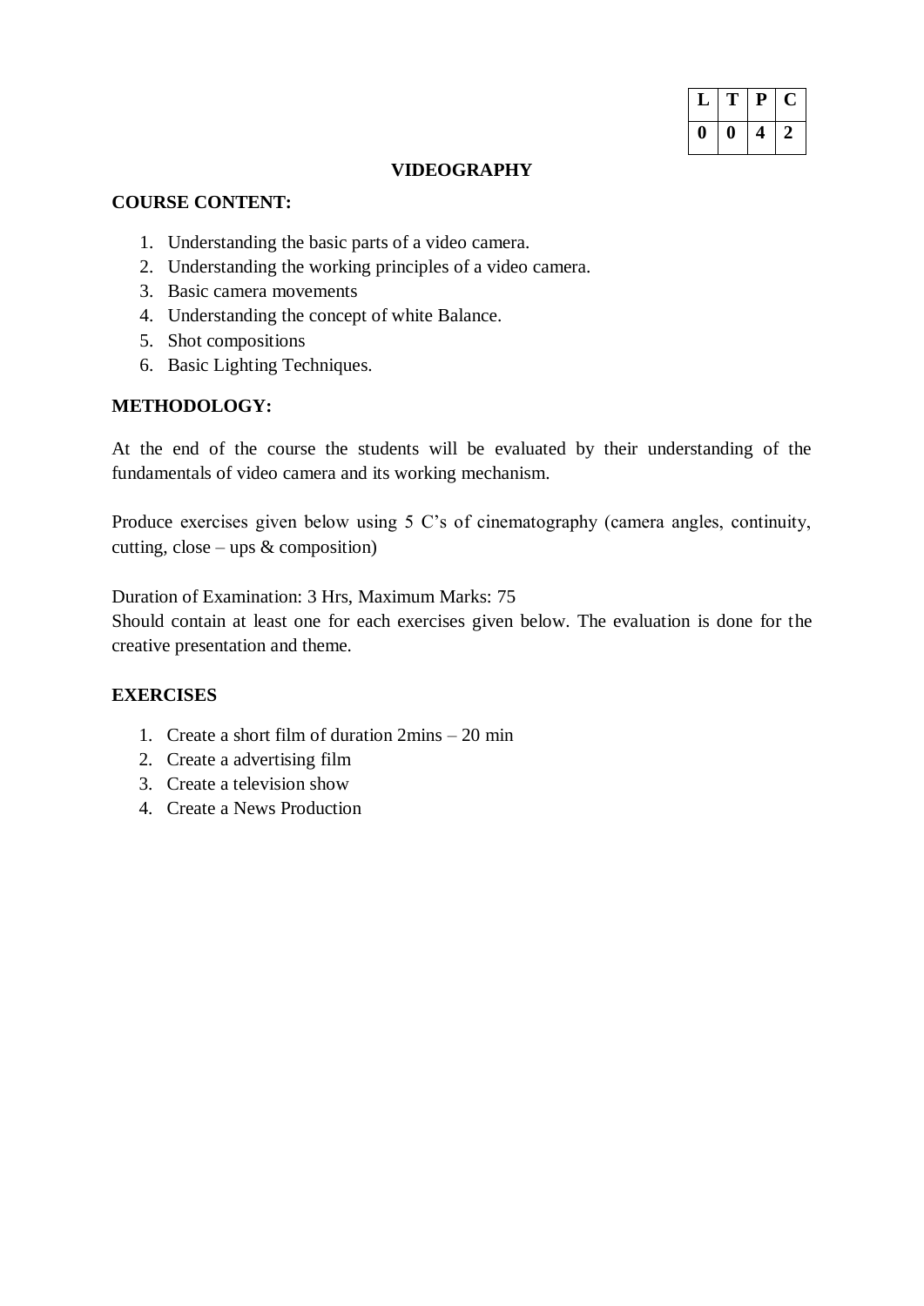| L | T | P | C |
|---|---|---|---|
| 0 | 0 | 4 | 2 |

# VIDEOGRAPHY

**COURSE CONTENT:**

1. Understanding the basic parts of a video camera.
2. Understanding the working principles of a video camera.
3. Basic camera movements
4. Understanding the concept of white Balance.
5. Shot compositions
6. Basic Lighting Techniques.

**METHODOLOGY:**

At the end of the course the students will be evaluated by their understanding of the fundamentals of video camera and its working mechanism.

Produce exercises given below using 5 C's of cinematography (camera angles, continuity, cutting, close – ups & composition)

Duration of Examination: 3 Hrs, Maximum Marks: 75
Should contain at least one for each exercises given below. The evaluation is done for the creative presentation and theme.

**EXERCISES**

1. Create a short film of duration 2mins – 20 min
2. Create a advertising film
3. Create a television show
4. Create a News Production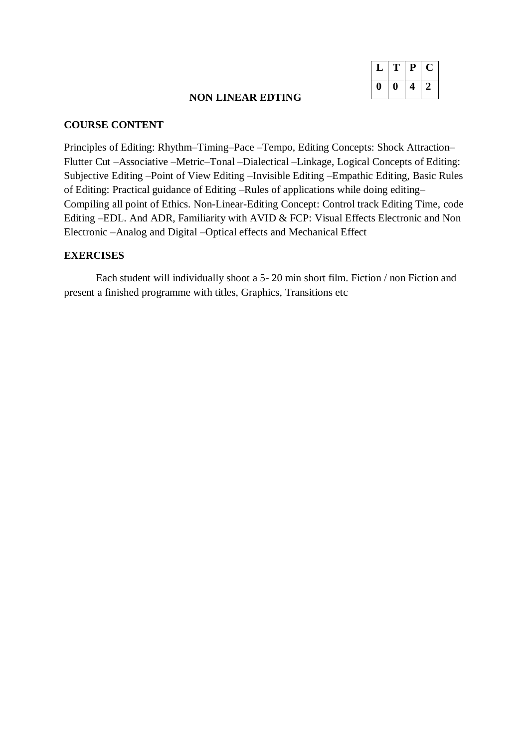| L | T | P | C |
|---|---|---|---|
| 0 | 0 | 4 | 2 |

## NON LINEAR EDTING

### COURSE CONTENT

Principles of Editing: Rhythm–Timing–Pace –Tempo, Editing Concepts: Shock Attraction–Flutter Cut –Associative –Metric–Tonal –Dialectical –Linkage, Logical Concepts of Editing: Subjective Editing –Point of View Editing –Invisible Editing –Empathic Editing, Basic Rules of Editing: Practical guidance of Editing –Rules of applications while doing editing–Compiling all point of Ethics. Non-Linear-Editing Concept: Control track Editing Time, code Editing –EDL. And ADR, Familiarity with AVID & FCP: Visual Effects Electronic and Non Electronic –Analog and Digital –Optical effects and Mechanical Effect

### EXERCISES

Each student will individually shoot a 5- 20 min short film. Fiction / non Fiction and present a finished programme with titles, Graphics, Transitions etc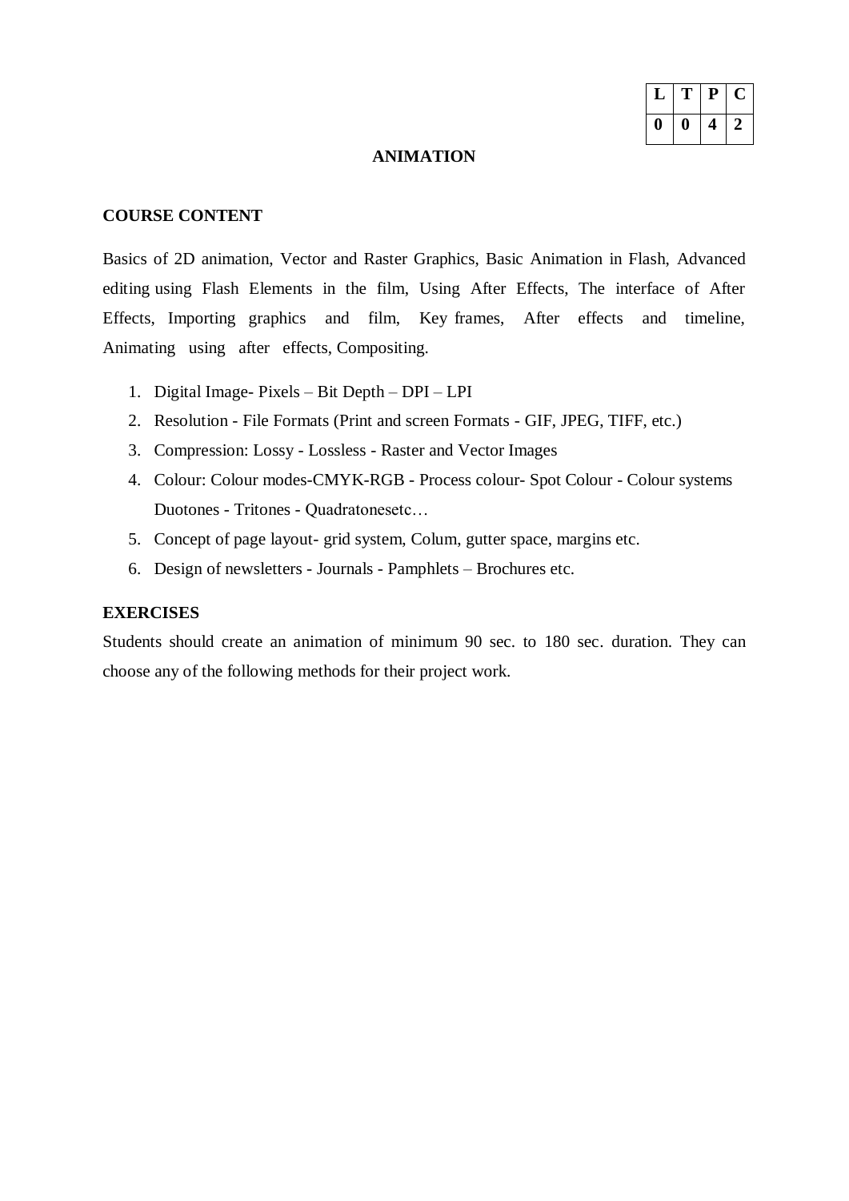| L | T | P | C |
|---|---|---|---|
| 0 | 0 | 4 | 2 |

# ANIMATION

## COURSE CONTENT

Basics of 2D animation, Vector and Raster Graphics, Basic Animation in Flash, Advanced editing using Flash Elements in the film, Using After Effects, The interface of After Effects, Importing graphics and film, Key frames, After effects and timeline, Animating using after effects, Compositing.

1. Digital Image- Pixels – Bit Depth – DPI – LPI
2. Resolution - File Formats (Print and screen Formats - GIF, JPEG, TIFF, etc.)
3. Compression: Lossy - Lossless - Raster and Vector Images
4. Colour: Colour modes-CMYK-RGB - Process colour- Spot Colour - Colour systems Duotones - Tritones - Quadratonesetc…
5. Concept of page layout- grid system, Colum, gutter space, margins etc.
6. Design of newsletters - Journals - Pamphlets – Brochures etc.

## EXERCISES

Students should create an animation of minimum 90 sec. to 180 sec. duration. They can choose any of the following methods for their project work.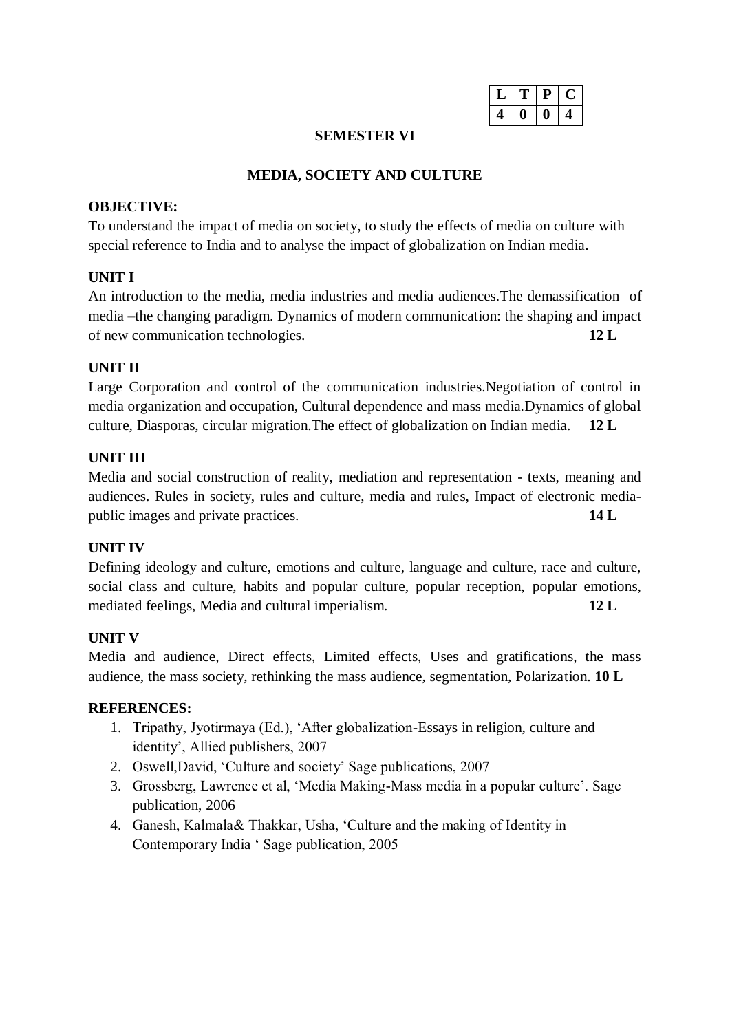| L | T | P | C |
|---|---|---|---|
| 4 | 0 | 0 | 4 |

**SEMESTER VI**

## MEDIA, SOCIETY AND CULTURE

**OBJECTIVE:**

To understand the impact of media on society, to study the effects of media on culture with special reference to India and to analyse the impact of globalization on Indian media.

**UNIT I**

An introduction to the media, media industries and media audiences.The demassification of media –the changing paradigm. Dynamics of modern communication: the shaping and impact of new communication technologies. **12 L**

**UNIT II**

Large Corporation and control of the communication industries.Negotiation of control in media organization and occupation, Cultural dependence and mass media.Dynamics of global culture, Diasporas, circular migration.The effect of globalization on Indian media. **12 L**

**UNIT III**

Media and social construction of reality, mediation and representation - texts, meaning and audiences. Rules in society, rules and culture, media and rules, Impact of electronic media-public images and private practices. **14 L**

**UNIT IV**

Defining ideology and culture, emotions and culture, language and culture, race and culture, social class and culture, habits and popular culture, popular reception, popular emotions, mediated feelings, Media and cultural imperialism. **12 L**

**UNIT V**

Media and audience, Direct effects, Limited effects, Uses and gratifications, the mass audience, the mass society, rethinking the mass audience, segmentation, Polarization. **10 L**

**REFERENCES:**

1. Tripathy, Jyotirmaya (Ed.), 'After globalization-Essays in religion, culture and identity', Allied publishers, 2007
2. Oswell,David, 'Culture and society' Sage publications, 2007
3. Grossberg, Lawrence et al, 'Media Making-Mass media in a popular culture'. Sage publication, 2006
4. Ganesh, Kalmala& Thakkar, Usha, 'Culture and the making of Identity in Contemporary India ' Sage publication, 2005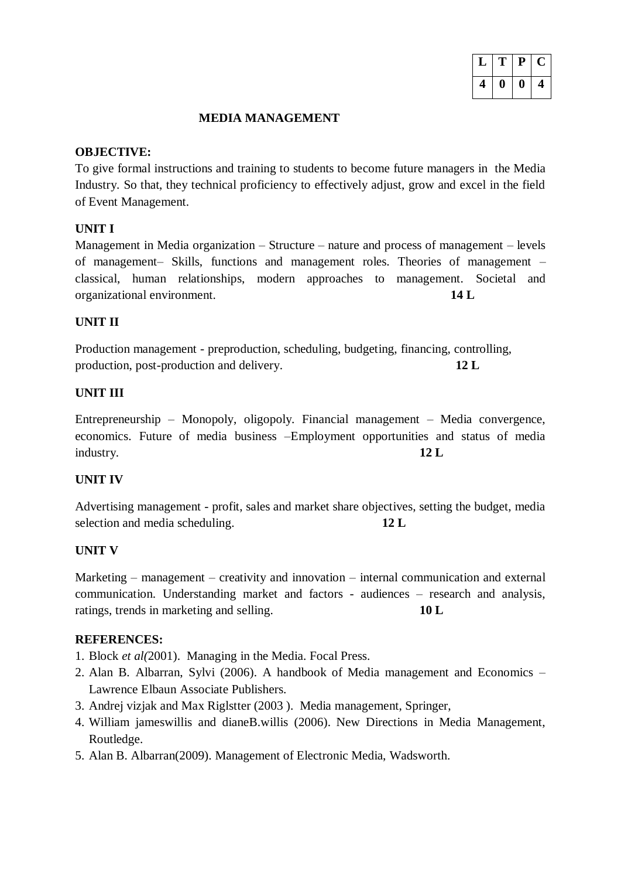| L | T | P | C |
|---|---|---|---|
| 4 | 0 | 0 | 4 |

## MEDIA MANAGEMENT

**OBJECTIVE:**

To give formal instructions and training to students to become future managers in the Media Industry. So that, they technical proficiency to effectively adjust, grow and excel in the field of Event Management.

**UNIT I**

Management in Media organization – Structure – nature and process of management – levels of management– Skills, functions and management roles. Theories of management – classical, human relationships, modern approaches to management. Societal and organizational environment. **14 L**

**UNIT II**

Production management - preproduction, scheduling, budgeting, financing, controlling, production, post-production and delivery. **12 L**

**UNIT III**

Entrepreneurship – Monopoly, oligopoly. Financial management – Media convergence, economics. Future of media business –Employment opportunities and status of media industry. **12 L**

**UNIT IV**

Advertising management - profit, sales and market share objectives, setting the budget, media selection and media scheduling. **12 L**

**UNIT V**

Marketing – management – creativity and innovation – internal communication and external communication. Understanding market and factors - audiences – research and analysis, ratings, trends in marketing and selling. **10 L**

**REFERENCES:**

1. Block *et al(*2001). Managing in the Media. Focal Press.
2. Alan B. Albarran, Sylvi (2006). A handbook of Media management and Economics – Lawrence Elbaun Associate Publishers.
3. Andrej vizjak and Max Riglstter (2003 ). Media management, Springer,
4. William jameswillis and dianeB.willis (2006). New Directions in Media Management, Routledge.
5. Alan B. Albarran(2009). Management of Electronic Media, Wadsworth.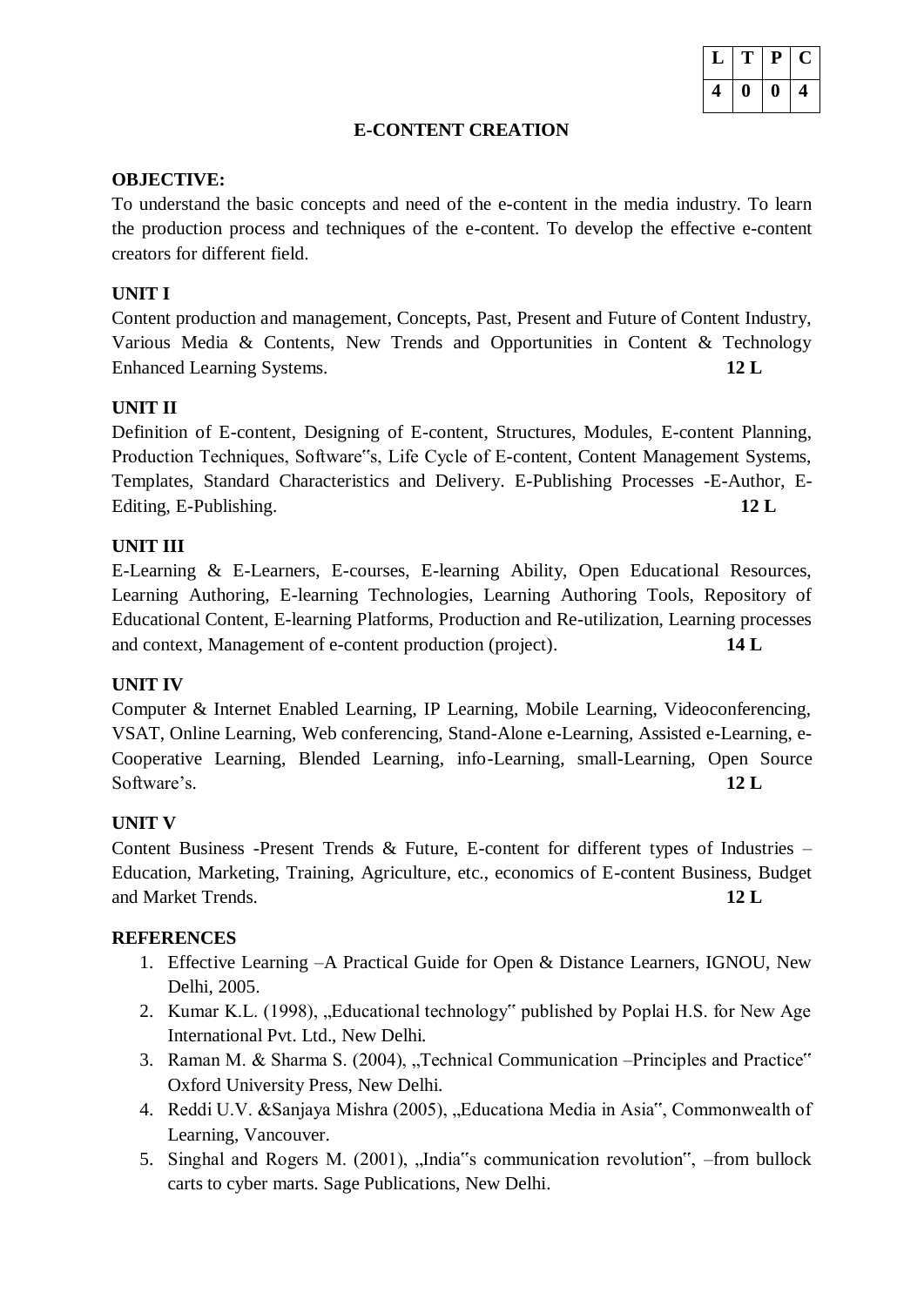| L | T | P | C |
| --- | --- | --- | --- |
| 4 | 0 | 0 | 4 |

# E-CONTENT CREATION

**OBJECTIVE:**

To understand the basic concepts and need of the e-content in the media industry. To learn the production process and techniques of the e-content. To develop the effective e-content creators for different field.

**UNIT I**

Content production and management, Concepts, Past, Present and Future of Content Industry, Various Media & Contents, New Trends and Opportunities in Content & Technology Enhanced Learning Systems. **12 L**

**UNIT II**

Definition of E-content, Designing of E-content, Structures, Modules, E-content Planning, Production Techniques, Software‟s, Life Cycle of E-content, Content Management Systems, Templates, Standard Characteristics and Delivery. E-Publishing Processes -E-Author, E-Editing, E-Publishing. **12 L**

**UNIT III**

E-Learning & E-Learners, E-courses, E-learning Ability, Open Educational Resources, Learning Authoring, E-learning Technologies, Learning Authoring Tools, Repository of Educational Content, E-learning Platforms, Production and Re-utilization, Learning processes and context, Management of e-content production (project). **14 L**

**UNIT IV**

Computer & Internet Enabled Learning, IP Learning, Mobile Learning, Videoconferencing, VSAT, Online Learning, Web conferencing, Stand-Alone e-Learning, Assisted e-Learning, e-Cooperative Learning, Blended Learning, info-Learning, small-Learning, Open Source Software's. **12 L**

**UNIT V**

Content Business -Present Trends & Future, E-content for different types of Industries – Education, Marketing, Training, Agriculture, etc., economics of E-content Business, Budget and Market Trends. **12 L**

**REFERENCES**

1. Effective Learning –A Practical Guide for Open & Distance Learners, IGNOU, New Delhi, 2005.
2. Kumar K.L. (1998), „Educational technology‟ published by Poplai H.S. for New Age International Pvt. Ltd., New Delhi.
3. Raman M. & Sharma S. (2004), „Technical Communication –Principles and Practice‟ Oxford University Press, New Delhi.
4. Reddi U.V. &Sanjaya Mishra (2005), „Educationa Media in Asia‟, Commonwealth of Learning, Vancouver.
5. Singhal and Rogers M. (2001), „India‟s communication revolution‟, –from bullock carts to cyber marts. Sage Publications, New Delhi.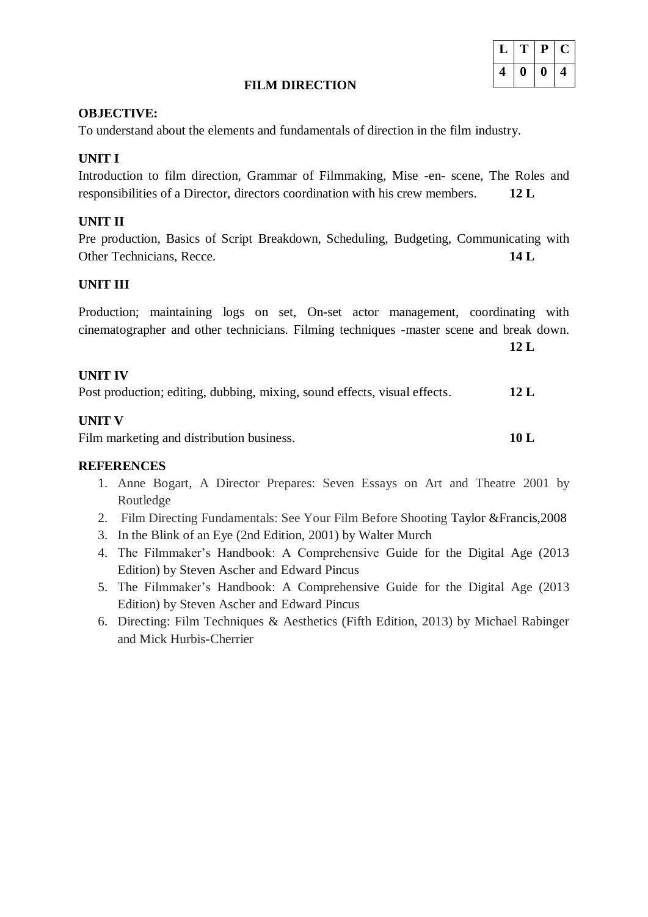| L | T | P | C |
|---|---|---|---|
| 4 | 0 | 0 | 4 |

# FILM DIRECTION

**OBJECTIVE:**

To understand about the elements and fundamentals of direction in the film industry.

**UNIT I**

Introduction to film direction, Grammar of Filmmaking, Mise -en- scene, The Roles and responsibilities of a Director, directors coordination with his crew members. **12 L**

**UNIT II**

Pre production, Basics of Script Breakdown, Scheduling, Budgeting, Communicating with Other Technicians, Recce. **14 L**

**UNIT III**

Production; maintaining logs on set, On-set actor management, coordinating with cinematographer and other technicians. Filming techniques -master scene and break down. **12 L**

**UNIT IV**

Post production; editing, dubbing, mixing, sound effects, visual effects. **12 L**

**UNIT V**

Film marketing and distribution business. **10 L**

**REFERENCES**

1. Anne Bogart, A Director Prepares: Seven Essays on Art and Theatre 2001 by Routledge
2. Film Directing Fundamentals: See Your Film Before Shooting Taylor &Francis,2008
3. In the Blink of an Eye (2nd Edition, 2001) by Walter Murch
4. The Filmmaker's Handbook: A Comprehensive Guide for the Digital Age (2013 Edition) by Steven Ascher and Edward Pincus
5. The Filmmaker's Handbook: A Comprehensive Guide for the Digital Age (2013 Edition) by Steven Ascher and Edward Pincus
6. Directing: Film Techniques & Aesthetics (Fifth Edition, 2013) by Michael Rabinger and Mick Hurbis-Cherrier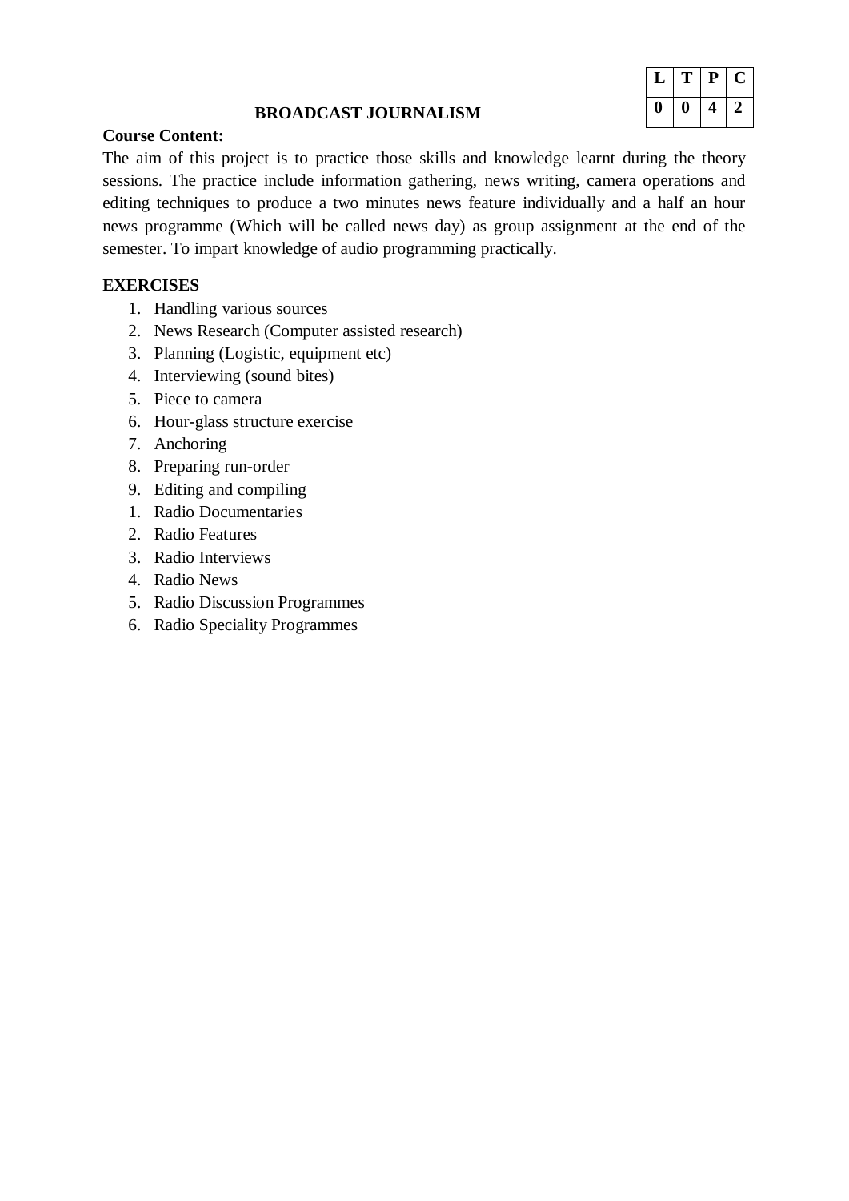| L | T | P | C |
|---|---|---|---|
| 0 | 0 | 4 | 2 |

## BROADCAST JOURNALISM

**Course Content:**

The aim of this project is to practice those skills and knowledge learnt during the theory sessions. The practice include information gathering, news writing, camera operations and editing techniques to produce a two minutes news feature individually and a half an hour news programme (Which will be called news day) as group assignment at the end of the semester. To impart knowledge of audio programming practically.

**EXERCISES**

1. Handling various sources
2. News Research (Computer assisted research)
3. Planning (Logistic, equipment etc)
4. Interviewing (sound bites)
5. Piece to camera
6. Hour-glass structure exercise
7. Anchoring
8. Preparing run-order
9. Editing and compiling

1. Radio Documentaries
2. Radio Features
3. Radio Interviews
4. Radio News
5. Radio Discussion Programmes
6. Radio Speciality Programmes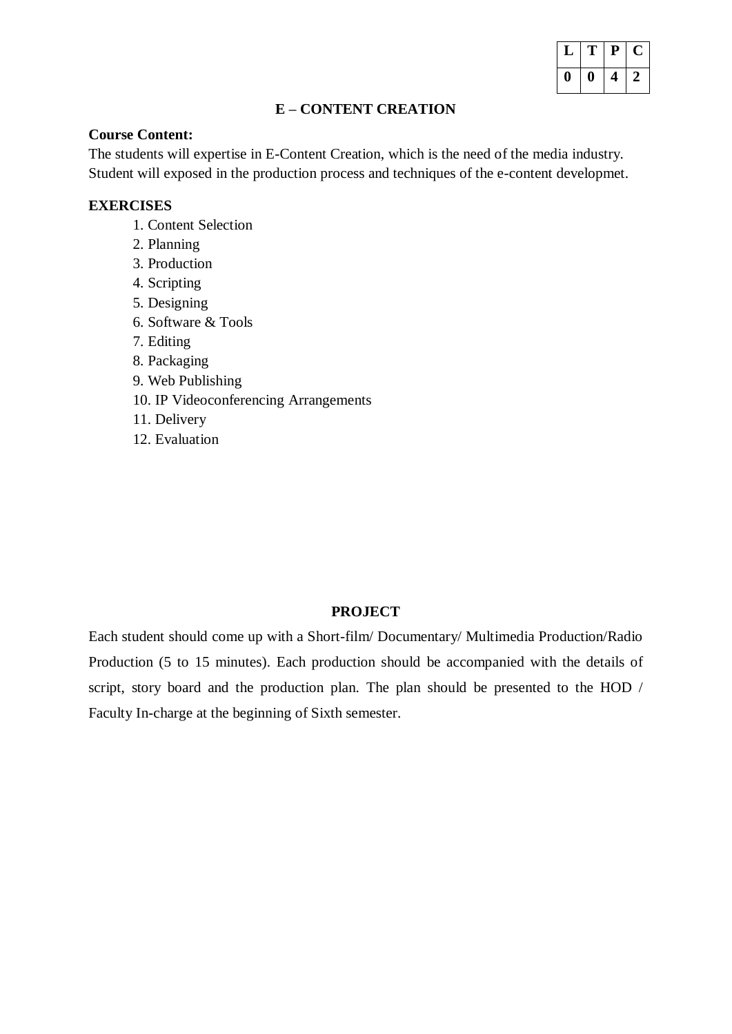| L | T | P | C |
|---|---|---|---|
| 0 | 0 | 4 | 2 |

## E – CONTENT CREATION

**Course Content:**

The students will expertise in E-Content Creation, which is the need of the media industry. Student will exposed in the production process and techniques of the e-content developmet.

**EXERCISES**

1. Content Selection
2. Planning
3. Production
4. Scripting
5. Designing
6. Software & Tools
7. Editing
8. Packaging
9. Web Publishing
10. IP Videoconferencing Arrangements
11. Delivery
12. Evaluation

## PROJECT

Each student should come up with a Short-film/ Documentary/ Multimedia Production/Radio Production (5 to 15 minutes). Each production should be accompanied with the details of script, story board and the production plan. The plan should be presented to the HOD / Faculty In-charge at the beginning of Sixth semester.